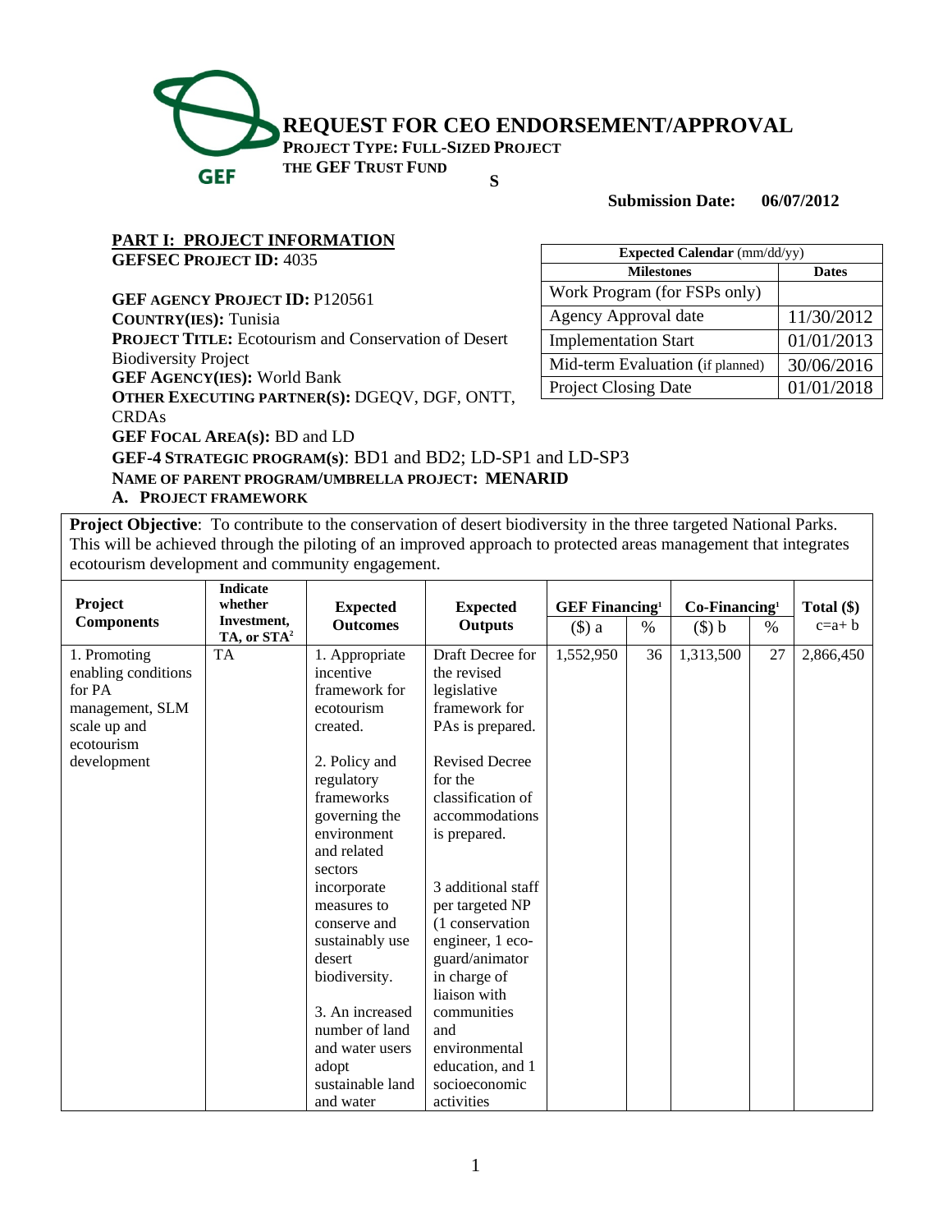# REQUEST FOR CEO ENDORSEMENT/APPROVAL

**PROJECT TYPE: FULL-SIZED PROJECT**

**THE GEF TRUST FUND**

**S**

**Submission Date: 06/07/2012**

## PART I: PROJECT INFORMATION

**GEFSEC PROJECT ID:** 4035

**GEF AGENCY PROJECT ID:** P120561

**COUNTRY(IES):** Tunisia

**PROJECT TITLE:** Ecotourism and Conservation of Desert Biodiversity Project

**GEF AGENCY(IES):** World Bank

**OTHER EXECUTING PARTNER(S):** DGEQV, DGF, ONTT, CRDAs

**GEF FOCAL AREA(S):** BD and LD

**GEF-4 STRATEGIC PROGRAM(S)**: BD1 and BD2; LD-SP1 and LD-SP3

**NAME OF PARENT PROGRAM/UMBRELLA PROJECT: MENARID**

| Expected Calendar (mm/dd/yy) | |
|---|---|
| **Milestones** | **Dates** |
| Work Program (for FSPs only) | |
| Agency Approval date | 11/30/2012 |
| Implementation Start | 01/01/2013 |
| Mid-term Evaluation (if planned) | 30/06/2016 |
| Project Closing Date | 01/01/2018 |

### A. PROJECT FRAMEWORK

**Project Objective**: To contribute to the conservation of desert biodiversity in the three targeted National Parks. This will be achieved through the piloting of an improved approach to protected areas management that integrates ecotourism development and community engagement.

| Project Components | Indicate whether Investment, TA, or STA[2] | Expected Outcomes | Expected Outputs | GEF Financing[1] | | Co-Financing[1] | | Total ($) |
|---|---|---|---|---|---|---|---|---|
| | | | | ($) a | % | ($) b | % | c=a+ b |
| 1. Promoting enabling conditions for PA management, SLM scale up and ecotourism development | TA | 1. Appropriate incentive framework for ecotourism created.<br><br>2. Policy and regulatory frameworks governing the environment and related sectors incorporate measures to conserve and sustainably use desert biodiversity.<br><br>3. An increased number of land and water users adopt sustainable land and water | Draft Decree for the revised legislative framework for PAs is prepared.<br><br>Revised Decree for the classification of accommodations is prepared.<br><br>3 additional staff per targeted NP (1 conservation engineer, 1 eco-guard/animator in charge of liaison with communities and environmental education, and 1 socioeconomic activities | 1,552,950 | 36 | 1,313,500 | 27 | 2,866,450 |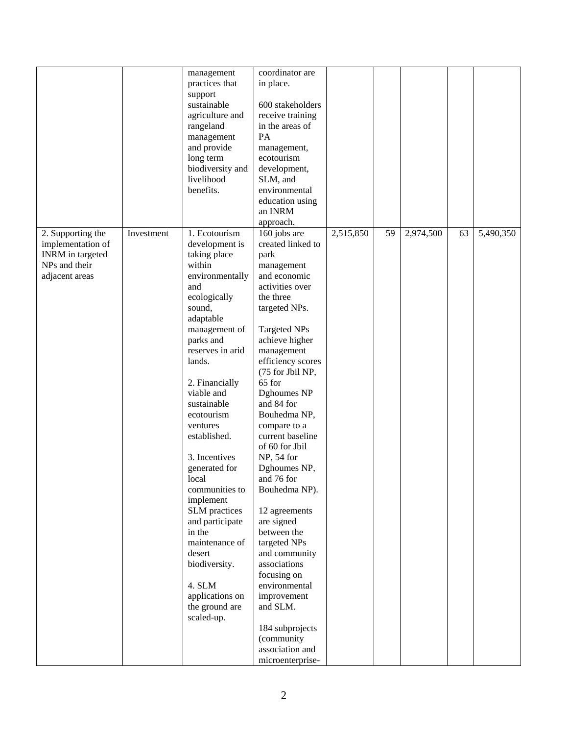| | | management practices that support sustainable agriculture and rangeland management and provide long term biodiversity and livelihood benefits. | coordinator are in place.<br><br>600 stakeholders receive training in the areas of PA management, ecotourism development, SLM, and environmental education using an INRM approach. | | | | | |
|---|---|---|---|---|---|---|---|---|
| 2. Supporting the implementation of INRM in targeted NPs and their adjacent areas | Investment | 1. Ecotourism development is taking place within environmentally and ecologically sound, adaptable management of parks and reserves in arid lands.<br><br>2. Financially viable and sustainable ecotourism ventures established.<br><br>3. Incentives generated for local communities to implement SLM practices and participate in the maintenance of desert biodiversity.<br><br>4. SLM applications on the ground are scaled-up. | 160 jobs are created linked to park management and economic activities over the three targeted NPs.<br><br>Targeted NPs achieve higher management efficiency scores (75 for Jbil NP, 65 for Dghoumes NP and 84 for Bouhedma NP, compare to a current baseline of 60 for Jbil NP, 54 for Dghoumes NP, and 76 for Bouhedma NP).<br><br>12 agreements are signed between the targeted NPs and community associations focusing on environmental improvement and SLM.<br><br>184 subprojects (community association and microenterprise- | 2,515,850 | 59 | 2,974,500 | 63 | 5,490,350 |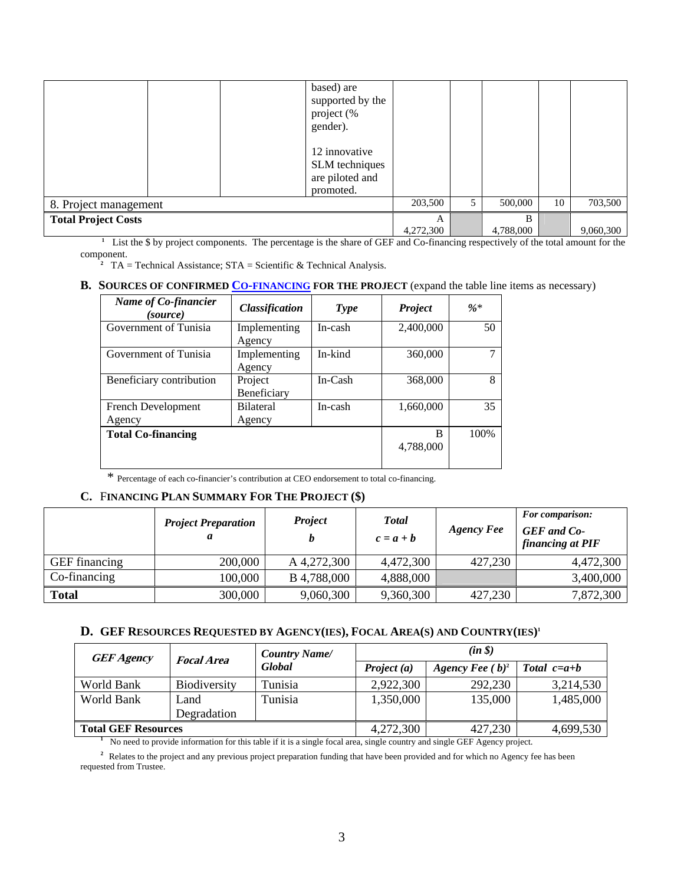| | | | | | | | | |
|---|---|---|---|---|---|---|---|---|
| | | | based) are supported by the project (% gender).<br><br>12 innovative SLM techniques are piloted and promoted. | | | | | |
| 8. Project management | | | | 203,500 | 5 | 500,000 | 10 | 703,500 |
| **Total Project Costs** | | | | A<br>4,272,300 | | B<br>4,788,000 | | 9,060,300 |

[1] List the $ by project components. The percentage is the share of GEF and Co-financing respectively of the total amount for the component.

[2] TA = Technical Assistance; STA = Scientific & Technical Analysis.

### B. Sources of Confirmed Co-financing for the Project (expand the table line items as necessary)

| *Name of Co-financier (source)* | *Classification* | *Type* | *Project* | *%** |
|---|---|---|---|---|
| Government of Tunisia | Implementing Agency | In-cash | 2,400,000 | 50 |
| Government of Tunisia | Implementing Agency | In-kind | 360,000 | 7 |
| Beneficiary contribution | Project Beneficiary | In-Cash | 368,000 | 8 |
| French Development Agency | Bilateral Agency | In-cash | 1,660,000 | 35 |
| **Total Co-financing** | | | B<br>4,788,000 | 100% |

\* Percentage of each co-financier's contribution at CEO endorsement to total co-financing.

### C. Financing Plan Summary For The Project ($)

| | *Project Preparation* *a* | *Project* *b* | *Total* *c = a + b* | *Agency Fee* | *For comparison: GEF and Co-financing at PIF* |
|---|---|---|---|---|---|
| GEF financing | 200,000 | A 4,272,300 | 4,472,300 | 427,230 | 4,472,300 |
| Co-financing | 100,000 | B 4,788,000 | 4,888,000 | | 3,400,000 |
| **Total** | 300,000 | 9,060,300 | 9,360,300 | 427,230 | 7,872,300 |

### D. GEF Resources Requested by Agency(ies), Focal Area(s) and Country(ies)[1]

| *GEF Agency* | *Focal Area* | *Country Name/ Global* | *(in $)* | | |
|---|---|---|---|---|---|
| | | | *Project (a)* | *Agency Fee (b)*[2] | *Total c=a+b* |
| World Bank | Biodiversity | Tunisia | 2,922,300 | 292,230 | 3,214,530 |
| World Bank | Land Degradation | Tunisia | 1,350,000 | 135,000 | 1,485,000 |
| **Total GEF Resources** | | | 4,272,300 | 427,230 | 4,699,530 |

[1] No need to provide information for this table if it is a single focal area, single country and single GEF Agency project.

[2] Relates to the project and any previous project preparation funding that have been provided and for which no Agency fee has been requested from Trustee.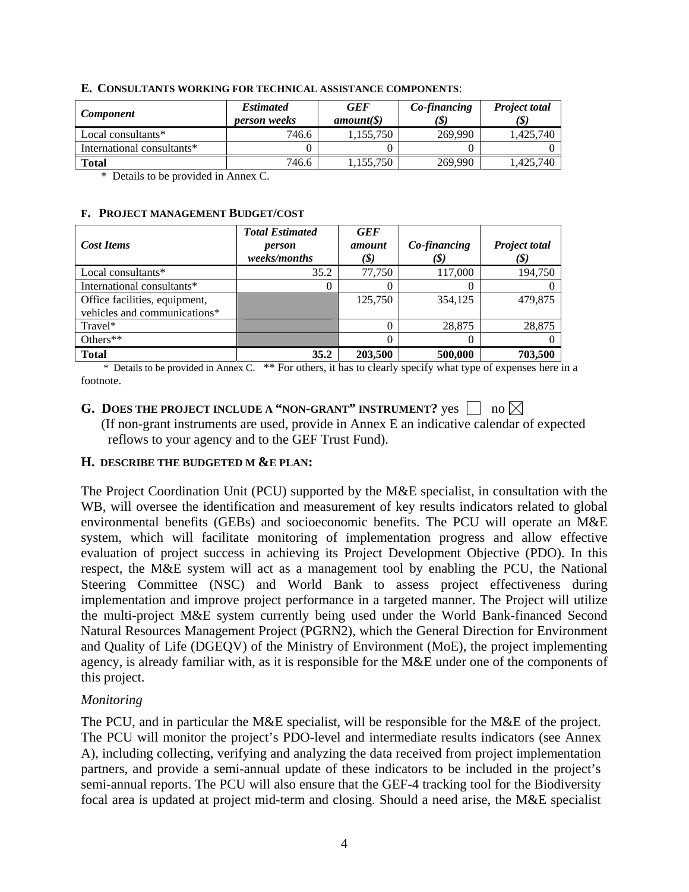### E. CONSULTANTS WORKING FOR TECHNICAL ASSISTANCE COMPONENTS:

| *Component* | *Estimated person weeks* | *GEF amount($)* | *Co-financing ($)* | *Project total ($)* |
|---|---|---|---|---|
| Local consultants* | 746.6 | 1,155,750 | 269,990 | 1,425,740 |
| International consultants* | 0 | 0 | 0 | 0 |
| **Total** | 746.6 | 1,155,750 | 269,990 | 1,425,740 |

\* Details to be provided in Annex C.

### F. PROJECT MANAGEMENT BUDGET/COST

| *Cost Items* | *Total Estimated person weeks/months* | *GEF amount ($)* | *Co-financing ($)* | *Project total ($)* |
|---|---|---|---|---|
| Local consultants* | 35.2 | 77,750 | 117,000 | 194,750 |
| International consultants* | 0 | 0 | 0 | 0 |
| Office facilities, equipment, vehicles and communications* | | 125,750 | 354,125 | 479,875 |
| Travel* | | 0 | 28,875 | 28,875 |
| Others** | | 0 | 0 | 0 |
| **Total** | **35.2** | **203,500** | **500,000** | **703,500** |

\* Details to be provided in Annex C. ** For others, it has to clearly specify what type of expenses here in a footnote.

### G. DOES THE PROJECT INCLUDE A "NON-GRANT" INSTRUMENT? yes ☐ no ☒

(If non-grant instruments are used, provide in Annex E an indicative calendar of expected reflows to your agency and to the GEF Trust Fund).

### H. DESCRIBE THE BUDGETED M &E PLAN:

The Project Coordination Unit (PCU) supported by the M&E specialist, in consultation with the WB, will oversee the identification and measurement of key results indicators related to global environmental benefits (GEBs) and socioeconomic benefits. The PCU will operate an M&E system, which will facilitate monitoring of implementation progress and allow effective evaluation of project success in achieving its Project Development Objective (PDO). In this respect, the M&E system will act as a management tool by enabling the PCU, the National Steering Committee (NSC) and World Bank to assess project effectiveness during implementation and improve project performance in a targeted manner. The Project will utilize the multi-project M&E system currently being used under the World Bank-financed Second Natural Resources Management Project (PGRN2), which the General Direction for Environment and Quality of Life (DGEQV) of the Ministry of Environment (MoE), the project implementing agency, is already familiar with, as it is responsible for the M&E under one of the components of this project.

*Monitoring*

The PCU, and in particular the M&E specialist, will be responsible for the M&E of the project. The PCU will monitor the project's PDO-level and intermediate results indicators (see Annex A), including collecting, verifying and analyzing the data received from project implementation partners, and provide a semi-annual update of these indicators to be included in the project's semi-annual reports. The PCU will also ensure that the GEF-4 tracking tool for the Biodiversity focal area is updated at project mid-term and closing. Should a need arise, the M&E specialist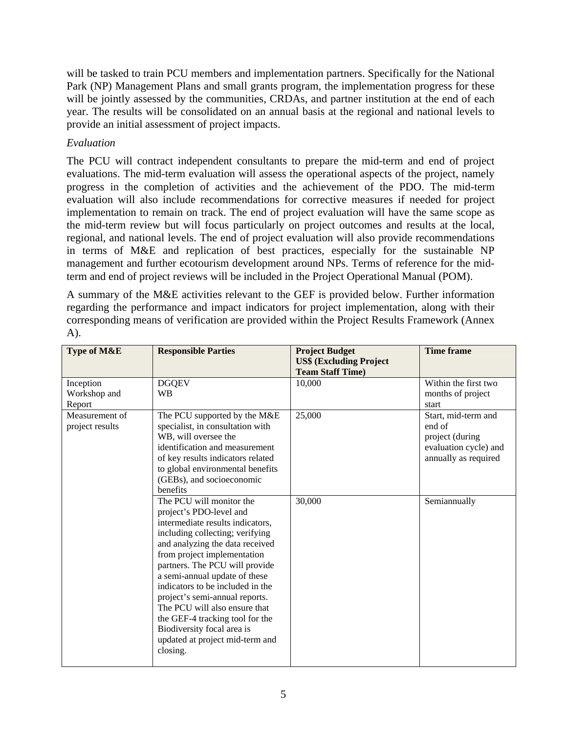will be tasked to train PCU members and implementation partners. Specifically for the National Park (NP) Management Plans and small grants program, the implementation progress for these will be jointly assessed by the communities, CRDAs, and partner institution at the end of each year. The results will be consolidated on an annual basis at the regional and national levels to provide an initial assessment of project impacts.

*Evaluation*

The PCU will contract independent consultants to prepare the mid-term and end of project evaluations. The mid-term evaluation will assess the operational aspects of the project, namely progress in the completion of activities and the achievement of the PDO. The mid-term evaluation will also include recommendations for corrective measures if needed for project implementation to remain on track. The end of project evaluation will have the same scope as the mid-term review but will focus particularly on project outcomes and results at the local, regional, and national levels. The end of project evaluation will also provide recommendations in terms of M&E and replication of best practices, especially for the sustainable NP management and further ecotourism development around NPs. Terms of reference for the mid-term and end of project reviews will be included in the Project Operational Manual (POM).

A summary of the M&E activities relevant to the GEF is provided below. Further information regarding the performance and impact indicators for project implementation, along with their corresponding means of verification are provided within the Project Results Framework (Annex A).

| Type of M&E | Responsible Parties | Project Budget US$ (Excluding Project Team Staff Time) | Time frame |
|---|---|---|---|
| Inception Workshop and Report | DGQEV WB | 10,000 | Within the first two months of project start |
| Measurement of project results | The PCU supported by the M&E specialist, in consultation with WB, will oversee the identification and measurement of key results indicators related to global environmental benefits (GEBs), and socioeconomic benefits | 25,000 | Start, mid-term and end of project (during evaluation cycle) and annually as required |
| | The PCU will monitor the project's PDO-level and intermediate results indicators, including collecting; verifying and analyzing the data received from project implementation partners. The PCU will provide a semi-annual update of these indicators to be included in the project's semi-annual reports. The PCU will also ensure that the GEF-4 tracking tool for the Biodiversity focal area is updated at project mid-term and closing. | 30,000 | Semiannually |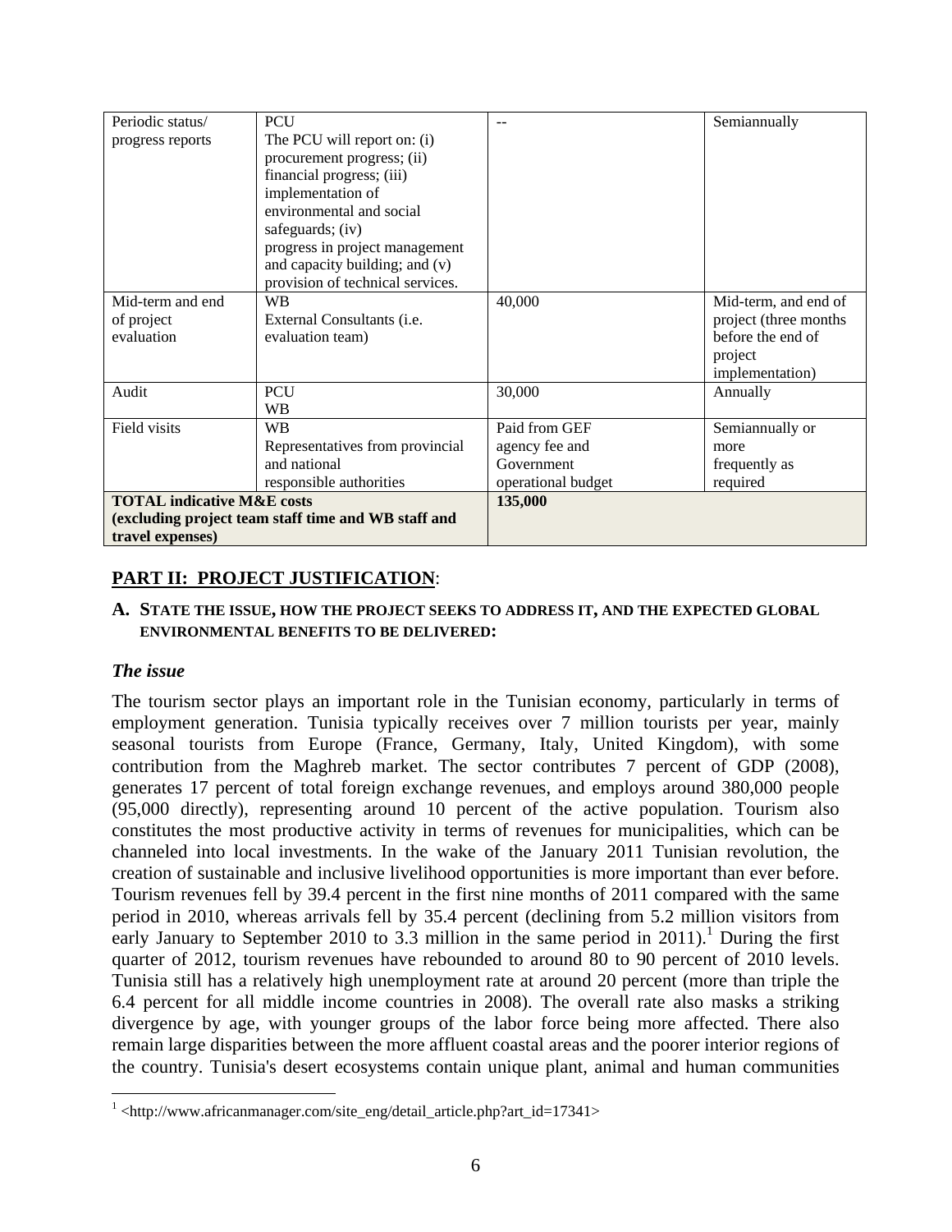| Periodic status/ progress reports | PCU The PCU will report on: (i) procurement progress; (ii) financial progress; (iii) implementation of environmental and social safeguards; (iv) progress in project management and capacity building; and (v) provision of technical services. | -- | Semiannually |
|---|---|---|---|
| Mid-term and end of project evaluation | WB External Consultants (i.e. evaluation team) | 40,000 | Mid-term, and end of project (three months before the end of project implementation) |
| Audit | PCU WB | 30,000 | Annually |
| Field visits | WB Representatives from provincial and national responsible authorities | Paid from GEF agency fee and Government operational budget | Semiannually or more frequently as required |
| **TOTAL indicative M&E costs (excluding project team staff time and WB staff and travel expenses)** | | **135,000** | |

## PART II: PROJECT JUSTIFICATION:

### A. STATE THE ISSUE, HOW THE PROJECT SEEKS TO ADDRESS IT, AND THE EXPECTED GLOBAL ENVIRONMENTAL BENEFITS TO BE DELIVERED:

#### *The issue*

The tourism sector plays an important role in the Tunisian economy, particularly in terms of employment generation. Tunisia typically receives over 7 million tourists per year, mainly seasonal tourists from Europe (France, Germany, Italy, United Kingdom), with some contribution from the Maghreb market. The sector contributes 7 percent of GDP (2008), generates 17 percent of total foreign exchange revenues, and employs around 380,000 people (95,000 directly), representing around 10 percent of the active population. Tourism also constitutes the most productive activity in terms of revenues for municipalities, which can be channeled into local investments. In the wake of the January 2011 Tunisian revolution, the creation of sustainable and inclusive livelihood opportunities is more important than ever before. Tourism revenues fell by 39.4 percent in the first nine months of 2011 compared with the same period in 2010, whereas arrivals fell by 35.4 percent (declining from 5.2 million visitors from early January to September 2010 to 3.3 million in the same period in 2011).[1] During the first quarter of 2012, tourism revenues have rebounded to around 80 to 90 percent of 2010 levels. Tunisia still has a relatively high unemployment rate at around 20 percent (more than triple the 6.4 percent for all middle income countries in 2008). The overall rate also masks a striking divergence by age, with younger groups of the labor force being more affected. There also remain large disparities between the more affluent coastal areas and the poorer interior regions of the country. Tunisia's desert ecosystems contain unique plant, animal and human communities

[1] <http://www.africanmanager.com/site_eng/detail_article.php?art_id=17341>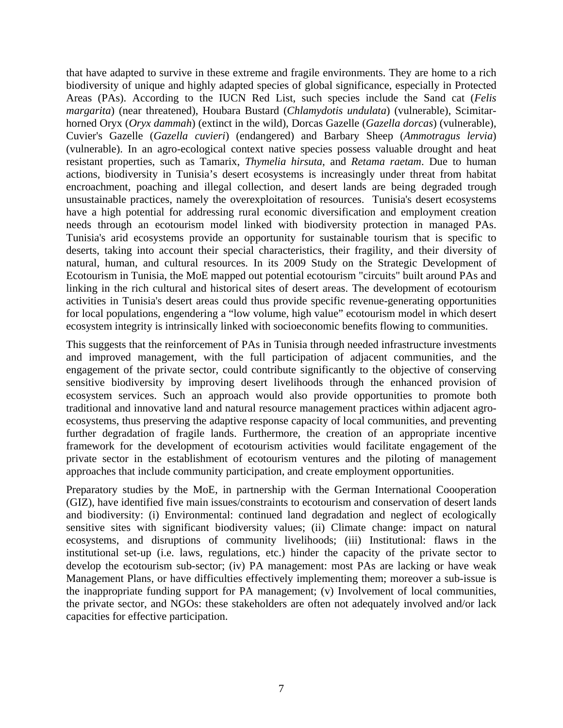that have adapted to survive in these extreme and fragile environments. They are home to a rich biodiversity of unique and highly adapted species of global significance, especially in Protected Areas (PAs). According to the IUCN Red List, such species include the Sand cat (*Felis margarita*) (near threatened), Houbara Bustard (*Chlamydotis undulata*) (vulnerable), Scimitar-horned Oryx (*Oryx dammah*) (extinct in the wild), Dorcas Gazelle (*Gazella dorcas*) (vulnerable), Cuvier's Gazelle (*Gazella cuvieri*) (endangered) and Barbary Sheep (*Ammotragus lervia*) (vulnerable). In an agro-ecological context native species possess valuable drought and heat resistant properties, such as Tamarix, *Thymelia hirsuta*, and *Retama raetam*. Due to human actions, biodiversity in Tunisia's desert ecosystems is increasingly under threat from habitat encroachment, poaching and illegal collection, and desert lands are being degraded trough unsustainable practices, namely the overexploitation of resources. Tunisia's desert ecosystems have a high potential for addressing rural economic diversification and employment creation needs through an ecotourism model linked with biodiversity protection in managed PAs. Tunisia's arid ecosystems provide an opportunity for sustainable tourism that is specific to deserts, taking into account their special characteristics, their fragility, and their diversity of natural, human, and cultural resources. In its 2009 Study on the Strategic Development of Ecotourism in Tunisia, the MoE mapped out potential ecotourism "circuits" built around PAs and linking in the rich cultural and historical sites of desert areas. The development of ecotourism activities in Tunisia's desert areas could thus provide specific revenue-generating opportunities for local populations, engendering a "low volume, high value" ecotourism model in which desert ecosystem integrity is intrinsically linked with socioeconomic benefits flowing to communities.

This suggests that the reinforcement of PAs in Tunisia through needed infrastructure investments and improved management, with the full participation of adjacent communities, and the engagement of the private sector, could contribute significantly to the objective of conserving sensitive biodiversity by improving desert livelihoods through the enhanced provision of ecosystem services. Such an approach would also provide opportunities to promote both traditional and innovative land and natural resource management practices within adjacent agro-ecosystems, thus preserving the adaptive response capacity of local communities, and preventing further degradation of fragile lands. Furthermore, the creation of an appropriate incentive framework for the development of ecotourism activities would facilitate engagement of the private sector in the establishment of ecotourism ventures and the piloting of management approaches that include community participation, and create employment opportunities.

Preparatory studies by the MoE, in partnership with the German International Coooperation (GIZ), have identified five main issues/constraints to ecotourism and conservation of desert lands and biodiversity: (i) Environmental: continued land degradation and neglect of ecologically sensitive sites with significant biodiversity values; (ii) Climate change: impact on natural ecosystems, and disruptions of community livelihoods; (iii) Institutional: flaws in the institutional set-up (i.e. laws, regulations, etc.) hinder the capacity of the private sector to develop the ecotourism sub-sector; (iv) PA management: most PAs are lacking or have weak Management Plans, or have difficulties effectively implementing them; moreover a sub-issue is the inappropriate funding support for PA management; (v) Involvement of local communities, the private sector, and NGOs: these stakeholders are often not adequately involved and/or lack capacities for effective participation.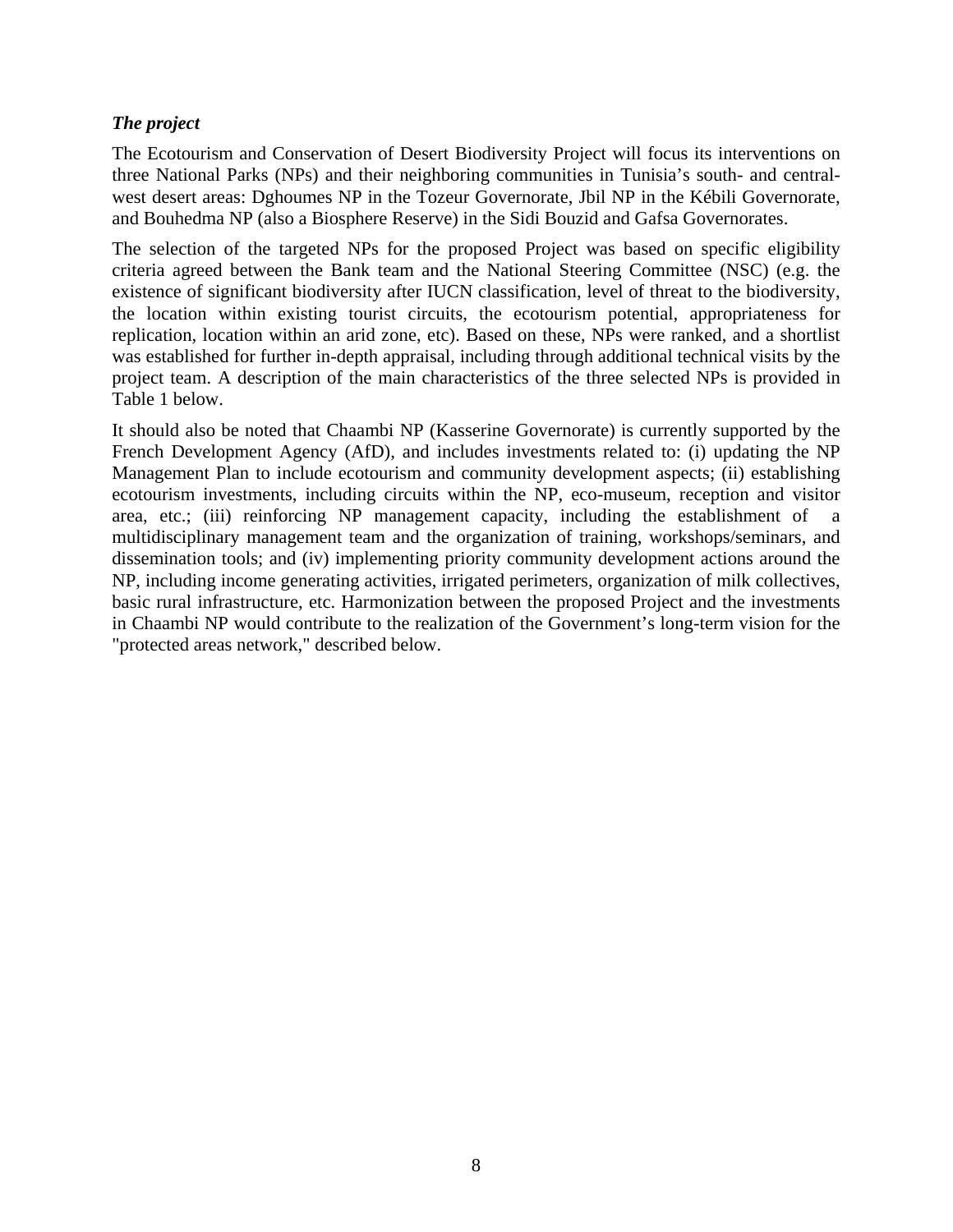***The project***

The Ecotourism and Conservation of Desert Biodiversity Project will focus its interventions on three National Parks (NPs) and their neighboring communities in Tunisia's south- and central-west desert areas: Dghoumes NP in the Tozeur Governorate, Jbil NP in the Kébili Governorate, and Bouhedma NP (also a Biosphere Reserve) in the Sidi Bouzid and Gafsa Governorates.

The selection of the targeted NPs for the proposed Project was based on specific eligibility criteria agreed between the Bank team and the National Steering Committee (NSC) (e.g. the existence of significant biodiversity after IUCN classification, level of threat to the biodiversity, the location within existing tourist circuits, the ecotourism potential, appropriateness for replication, location within an arid zone, etc). Based on these, NPs were ranked, and a shortlist was established for further in-depth appraisal, including through additional technical visits by the project team. A description of the main characteristics of the three selected NPs is provided in Table 1 below.

It should also be noted that Chaambi NP (Kasserine Governorate) is currently supported by the French Development Agency (AfD), and includes investments related to: (i) updating the NP Management Plan to include ecotourism and community development aspects; (ii) establishing ecotourism investments, including circuits within the NP, eco-museum, reception and visitor area, etc.; (iii) reinforcing NP management capacity, including the establishment of a multidisciplinary management team and the organization of training, workshops/seminars, and dissemination tools; and (iv) implementing priority community development actions around the NP, including income generating activities, irrigated perimeters, organization of milk collectives, basic rural infrastructure, etc. Harmonization between the proposed Project and the investments in Chaambi NP would contribute to the realization of the Government's long-term vision for the "protected areas network," described below.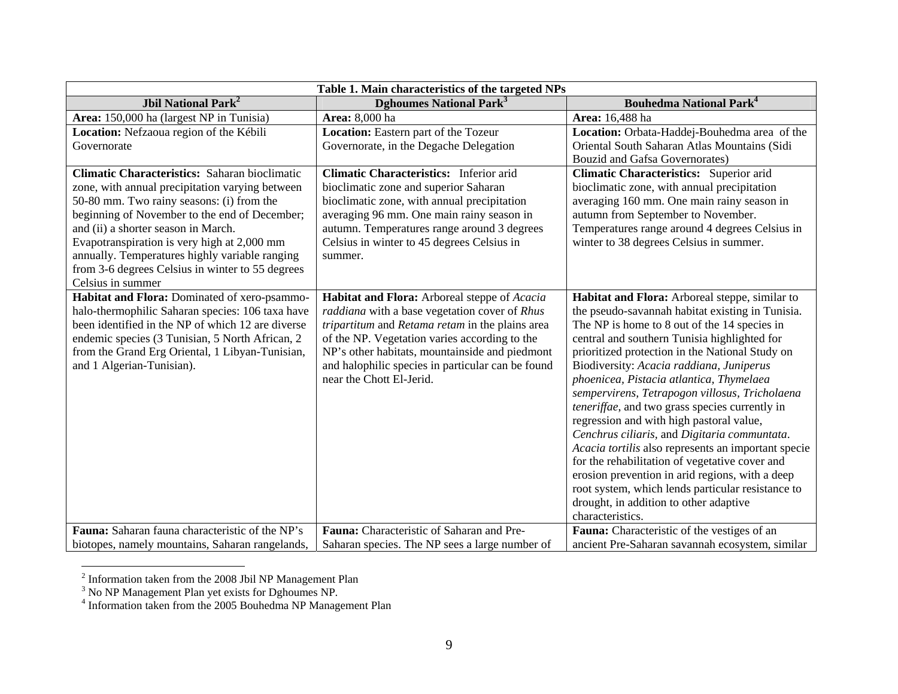| Table 1. Main characteristics of the targeted NPs | | |
|---|---|---|
| **Jbil National Park**[2] | **Dghoumes National Park**[3] | **Bouhedma National Park**[4] |
| **Area:** 150,000 ha (largest NP in Tunisia) | **Area:** 8,000 ha | **Area:** 16,488 ha |
| **Location:** Nefzaoua region of the Kébili Governorate | **Location:** Eastern part of the Tozeur Governorate, in the Degache Delegation | **Location:** Orbata-Haddej-Bouhedma area of the Oriental South Saharan Atlas Mountains (Sidi Bouzid and Gafsa Governorates) |
| **Climatic Characteristics:** Saharan bioclimatic zone, with annual precipitation varying between 50-80 mm. Two rainy seasons: (i) from the beginning of November to the end of December; and (ii) a shorter season in March. Evapotranspiration is very high at 2,000 mm annually. Temperatures highly variable ranging from 3-6 degrees Celsius in winter to 55 degrees Celsius in summer | **Climatic Characteristics:** Inferior arid bioclimatic zone and superior Saharan bioclimatic zone, with annual precipitation averaging 96 mm. One main rainy season in autumn. Temperatures range around 3 degrees Celsius in winter to 45 degrees Celsius in summer. | **Climatic Characteristics:** Superior arid bioclimatic zone, with annual precipitation averaging 160 mm. One main rainy season in autumn from September to November. Temperatures range around 4 degrees Celsius in winter to 38 degrees Celsius in summer. |
| **Habitat and Flora:** Dominated of xero-psammo-halo-thermophilic Saharan species: 106 taxa have been identified in the NP of which 12 are diverse endemic species (3 Tunisian, 5 North African, 2 from the Grand Erg Oriental, 1 Libyan-Tunisian, and 1 Algerian-Tunisian). | **Habitat and Flora:** Arboreal steppe of *Acacia raddiana* with a base vegetation cover of *Rhus tripartitum* and *Retama retam* in the plains area of the NP. Vegetation varies according to the NP's other habitats, mountainside and piedmont and halophilic species in particular can be found near the Chott El-Jerid. | **Habitat and Flora:** Arboreal steppe, similar to the pseudo-savannah habitat existing in Tunisia. The NP is home to 8 out of the 14 species in central and southern Tunisia highlighted for prioritized protection in the National Study on Biodiversity: *Acacia raddiana*, *Juniperus phoenicea*, *Pistacia atlantica*, *Thymelaea sempervirens*, *Tetrapogon villosus*, *Tricholaena teneriffae*, and two grass species currently in regression and with high pastoral value, *Cenchrus ciliaris*, and *Digitaria communtata*. *Acacia tortilis* also represents an important specie for the rehabilitation of vegetative cover and erosion prevention in arid regions, with a deep root system, which lends particular resistance to drought, in addition to other adaptive characteristics. |
| **Fauna:** Saharan fauna characteristic of the NP's biotopes, namely mountains, Saharan rangelands, | **Fauna:** Characteristic of Saharan and Pre-Saharan species. The NP sees a large number of | **Fauna:** Characteristic of the vestiges of an ancient Pre-Saharan savannah ecosystem, similar |

[2] Information taken from the 2008 Jbil NP Management Plan
[3] No NP Management Plan yet exists for Dghoumes NP.
[4] Information taken from the 2005 Bouhedma NP Management Plan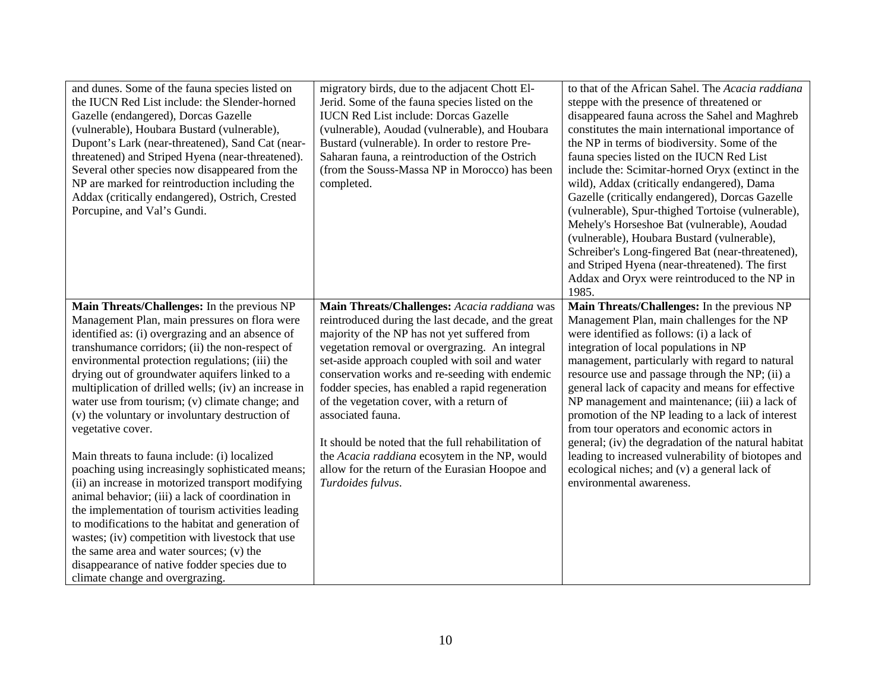| | | |
|---|---|---|
| and dunes. Some of the fauna species listed on the IUCN Red List include: the Slender-horned Gazelle (endangered), Dorcas Gazelle (vulnerable), Houbara Bustard (vulnerable), Dupont's Lark (near-threatened), Sand Cat (near-threatened) and Striped Hyena (near-threatened). Several other species now disappeared from the NP are marked for reintroduction including the Addax (critically endangered), Ostrich, Crested Porcupine, and Val's Gundi. | migratory birds, due to the adjacent Chott El-Jerid. Some of the fauna species listed on the IUCN Red List include: Dorcas Gazelle (vulnerable), Aoudad (vulnerable), and Houbara Bustard (vulnerable). In order to restore Pre-Saharan fauna, a reintroduction of the Ostrich (from the Souss-Massa NP in Morocco) has been completed. | to that of the African Sahel. The *Acacia raddiana* steppe with the presence of threatened or disappeared fauna across the Sahel and Maghreb constitutes the main international importance of the NP in terms of biodiversity. Some of the fauna species listed on the IUCN Red List include the: Scimitar-horned Oryx (extinct in the wild), Addax (critically endangered), Dama Gazelle (critically endangered), Dorcas Gazelle (vulnerable), Spur-thighed Tortoise (vulnerable), Mehely's Horseshoe Bat (vulnerable), Aoudad (vulnerable), Houbara Bustard (vulnerable), Schreiber's Long-fingered Bat (near-threatened), and Striped Hyena (near-threatened). The first Addax and Oryx were reintroduced to the NP in 1985. |
| **Main Threats/Challenges:** In the previous NP Management Plan, main pressures on flora were identified as: (i) overgrazing and an absence of transhumance corridors; (ii) the non-respect of environmental protection regulations; (iii) the drying out of groundwater aquifers linked to a multiplication of drilled wells; (iv) an increase in water use from tourism; (v) climate change; and (v) the voluntary or involuntary destruction of vegetative cover.<br><br>Main threats to fauna include: (i) localized poaching using increasingly sophisticated means; (ii) an increase in motorized transport modifying animal behavior; (iii) a lack of coordination in the implementation of tourism activities leading to modifications to the habitat and generation of wastes; (iv) competition with livestock that use the same area and water sources; (v) the disappearance of native fodder species due to climate change and overgrazing. | **Main Threats/Challenges:** *Acacia raddiana* was reintroduced during the last decade, and the great majority of the NP has not yet suffered from vegetation removal or overgrazing. An integral set-aside approach coupled with soil and water conservation works and re-seeding with endemic fodder species, has enabled a rapid regeneration of the vegetation cover, with a return of associated fauna.<br><br>It should be noted that the full rehabilitation of the *Acacia raddiana* ecosytem in the NP, would allow for the return of the Eurasian Hoopoe and *Turdoides fulvus*. | **Main Threats/Challenges:** In the previous NP Management Plan, main challenges for the NP were identified as follows: (i) a lack of integration of local populations in NP management, particularly with regard to natural resource use and passage through the NP; (ii) a general lack of capacity and means for effective NP management and maintenance; (iii) a lack of promotion of the NP leading to a lack of interest from tour operators and economic actors in general; (iv) the degradation of the natural habitat leading to increased vulnerability of biotopes and ecological niches; and (v) a general lack of environmental awareness. |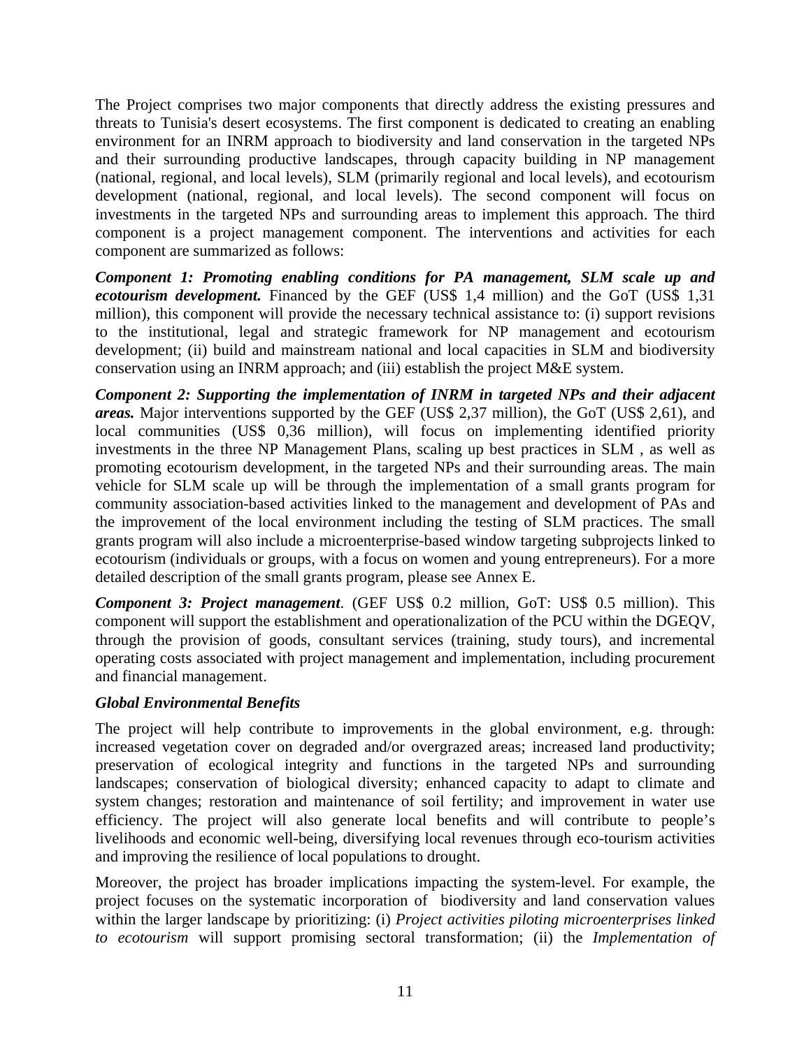The Project comprises two major components that directly address the existing pressures and threats to Tunisia's desert ecosystems. The first component is dedicated to creating an enabling environment for an INRM approach to biodiversity and land conservation in the targeted NPs and their surrounding productive landscapes, through capacity building in NP management (national, regional, and local levels), SLM (primarily regional and local levels), and ecotourism development (national, regional, and local levels). The second component will focus on investments in the targeted NPs and surrounding areas to implement this approach. The third component is a project management component. The interventions and activities for each component are summarized as follows:

***Component 1: Promoting enabling conditions for PA management, SLM scale up and ecotourism development.*** Financed by the GEF (US$ 1,4 million) and the GoT (US$ 1,31 million), this component will provide the necessary technical assistance to: (i) support revisions to the institutional, legal and strategic framework for NP management and ecotourism development; (ii) build and mainstream national and local capacities in SLM and biodiversity conservation using an INRM approach; and (iii) establish the project M&E system.

***Component 2: Supporting the implementation of INRM in targeted NPs and their adjacent areas.*** Major interventions supported by the GEF (US$ 2,37 million), the GoT (US$ 2,61), and local communities (US$ 0,36 million), will focus on implementing identified priority investments in the three NP Management Plans, scaling up best practices in SLM , as well as promoting ecotourism development, in the targeted NPs and their surrounding areas. The main vehicle for SLM scale up will be through the implementation of a small grants program for community association-based activities linked to the management and development of PAs and the improvement of the local environment including the testing of SLM practices. The small grants program will also include a microenterprise-based window targeting subprojects linked to ecotourism (individuals or groups, with a focus on women and young entrepreneurs). For a more detailed description of the small grants program, please see Annex E.

***Component 3: Project management***. (GEF US$ 0.2 million, GoT: US$ 0.5 million). This component will support the establishment and operationalization of the PCU within the DGEQV, through the provision of goods, consultant services (training, study tours), and incremental operating costs associated with project management and implementation, including procurement and financial management.

***Global Environmental Benefits***

The project will help contribute to improvements in the global environment, e.g. through: increased vegetation cover on degraded and/or overgrazed areas; increased land productivity; preservation of ecological integrity and functions in the targeted NPs and surrounding landscapes; conservation of biological diversity; enhanced capacity to adapt to climate and system changes; restoration and maintenance of soil fertility; and improvement in water use efficiency. The project will also generate local benefits and will contribute to people's livelihoods and economic well-being, diversifying local revenues through eco-tourism activities and improving the resilience of local populations to drought.

Moreover, the project has broader implications impacting the system-level. For example, the project focuses on the systematic incorporation of biodiversity and land conservation values within the larger landscape by prioritizing: (i) *Project activities piloting microenterprises linked to ecotourism* will support promising sectoral transformation; (ii) the *Implementation of*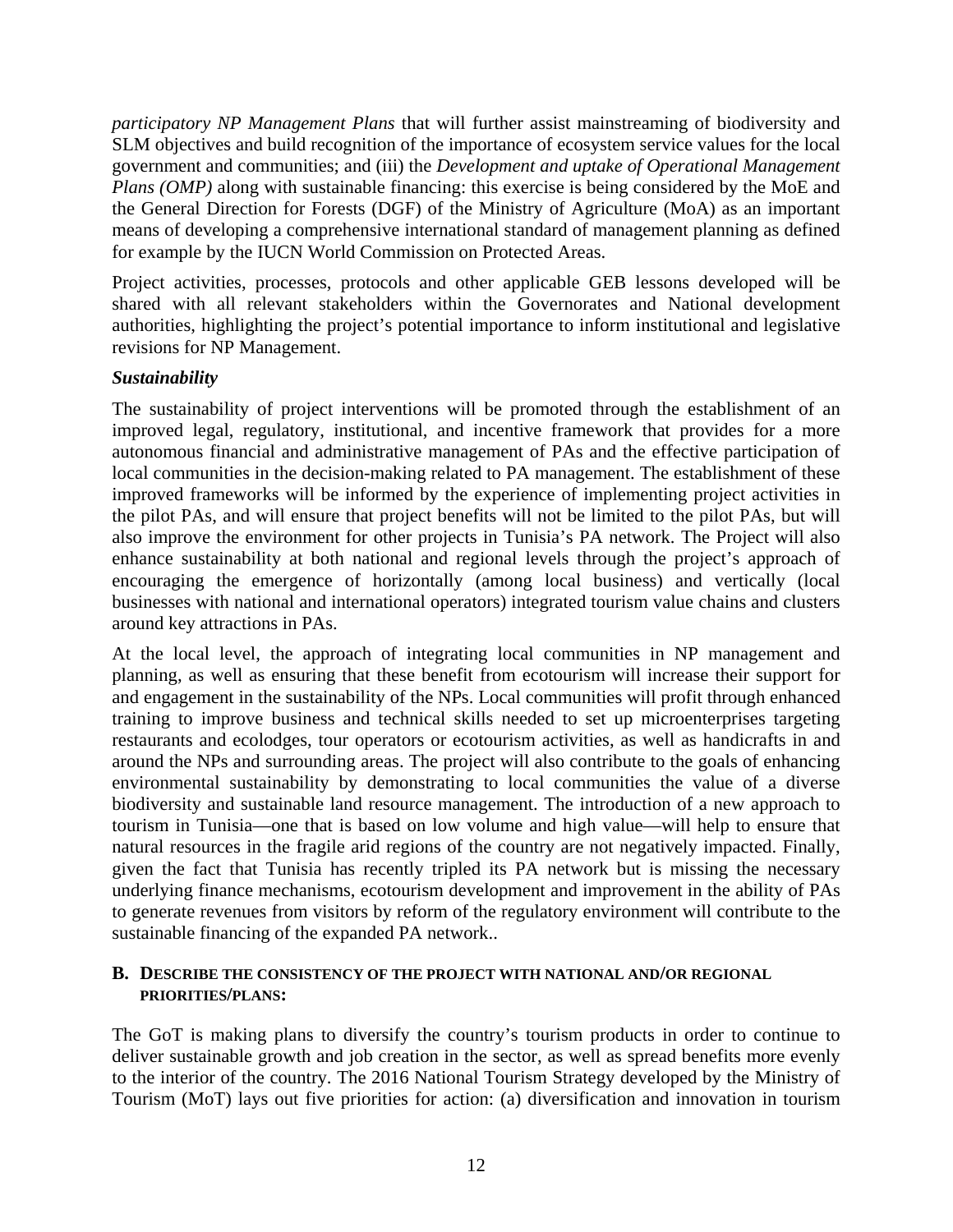*participatory NP Management Plans* that will further assist mainstreaming of biodiversity and SLM objectives and build recognition of the importance of ecosystem service values for the local government and communities; and (iii) the *Development and uptake of Operational Management Plans (OMP)* along with sustainable financing: this exercise is being considered by the MoE and the General Direction for Forests (DGF) of the Ministry of Agriculture (MoA) as an important means of developing a comprehensive international standard of management planning as defined for example by the IUCN World Commission on Protected Areas.

Project activities, processes, protocols and other applicable GEB lessons developed will be shared with all relevant stakeholders within the Governorates and National development authorities, highlighting the project's potential importance to inform institutional and legislative revisions for NP Management.

***Sustainability***

The sustainability of project interventions will be promoted through the establishment of an improved legal, regulatory, institutional, and incentive framework that provides for a more autonomous financial and administrative management of PAs and the effective participation of local communities in the decision-making related to PA management. The establishment of these improved frameworks will be informed by the experience of implementing project activities in the pilot PAs, and will ensure that project benefits will not be limited to the pilot PAs, but will also improve the environment for other projects in Tunisia's PA network. The Project will also enhance sustainability at both national and regional levels through the project's approach of encouraging the emergence of horizontally (among local business) and vertically (local businesses with national and international operators) integrated tourism value chains and clusters around key attractions in PAs.

At the local level, the approach of integrating local communities in NP management and planning, as well as ensuring that these benefit from ecotourism will increase their support for and engagement in the sustainability of the NPs. Local communities will profit through enhanced training to improve business and technical skills needed to set up microenterprises targeting restaurants and ecolodges, tour operators or ecotourism activities, as well as handicrafts in and around the NPs and surrounding areas. The project will also contribute to the goals of enhancing environmental sustainability by demonstrating to local communities the value of a diverse biodiversity and sustainable land resource management. The introduction of a new approach to tourism in Tunisia—one that is based on low volume and high value—will help to ensure that natural resources in the fragile arid regions of the country are not negatively impacted. Finally, given the fact that Tunisia has recently tripled its PA network but is missing the necessary underlying finance mechanisms, ecotourism development and improvement in the ability of PAs to generate revenues from visitors by reform of the regulatory environment will contribute to the sustainable financing of the expanded PA network..

### B. DESCRIBE THE CONSISTENCY OF THE PROJECT WITH NATIONAL AND/OR REGIONAL PRIORITIES/PLANS:

The GoT is making plans to diversify the country's tourism products in order to continue to deliver sustainable growth and job creation in the sector, as well as spread benefits more evenly to the interior of the country. The 2016 National Tourism Strategy developed by the Ministry of Tourism (MoT) lays out five priorities for action: (a) diversification and innovation in tourism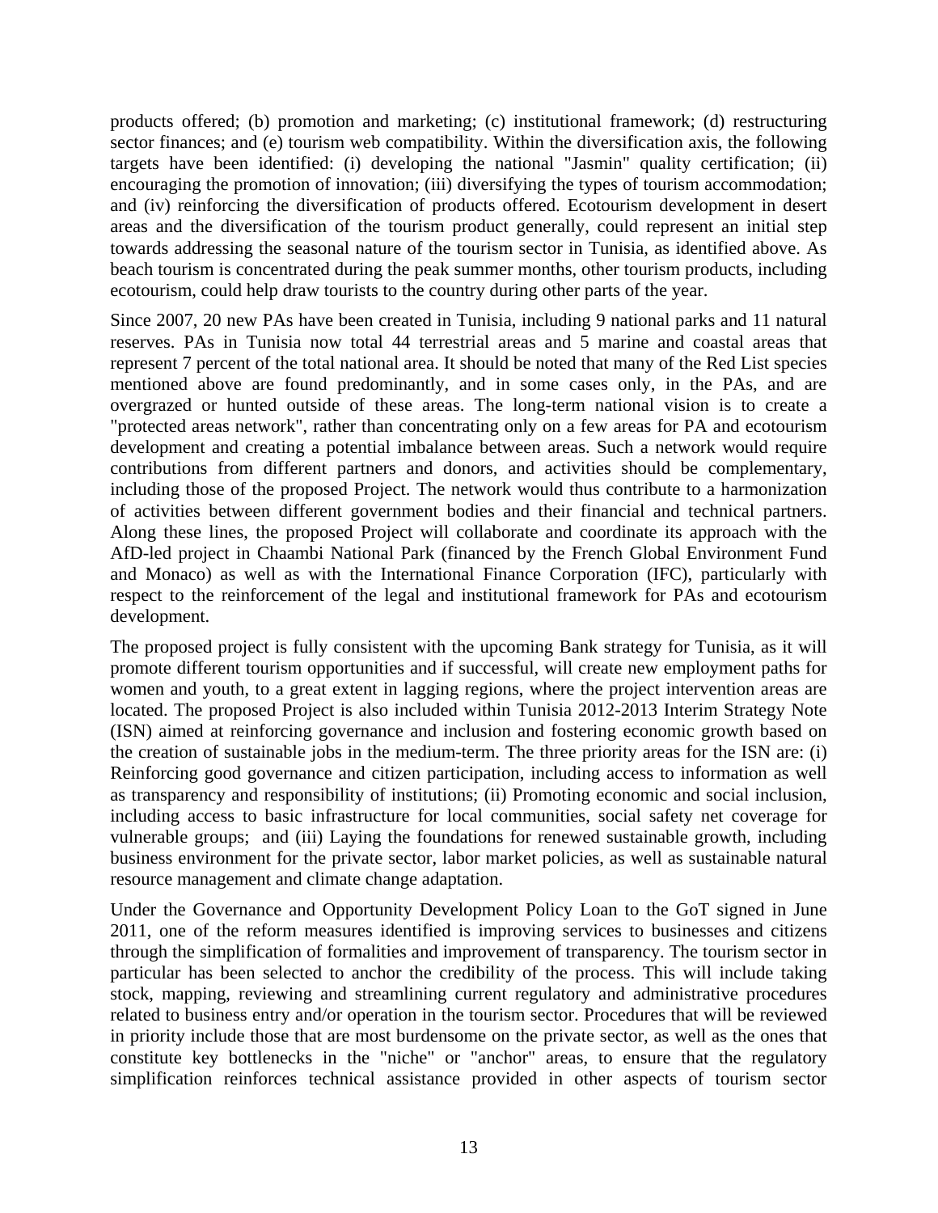products offered; (b) promotion and marketing; (c) institutional framework; (d) restructuring sector finances; and (e) tourism web compatibility. Within the diversification axis, the following targets have been identified: (i) developing the national "Jasmin" quality certification; (ii) encouraging the promotion of innovation; (iii) diversifying the types of tourism accommodation; and (iv) reinforcing the diversification of products offered. Ecotourism development in desert areas and the diversification of the tourism product generally, could represent an initial step towards addressing the seasonal nature of the tourism sector in Tunisia, as identified above. As beach tourism is concentrated during the peak summer months, other tourism products, including ecotourism, could help draw tourists to the country during other parts of the year.

Since 2007, 20 new PAs have been created in Tunisia, including 9 national parks and 11 natural reserves. PAs in Tunisia now total 44 terrestrial areas and 5 marine and coastal areas that represent 7 percent of the total national area. It should be noted that many of the Red List species mentioned above are found predominantly, and in some cases only, in the PAs, and are overgrazed or hunted outside of these areas. The long-term national vision is to create a "protected areas network", rather than concentrating only on a few areas for PA and ecotourism development and creating a potential imbalance between areas. Such a network would require contributions from different partners and donors, and activities should be complementary, including those of the proposed Project. The network would thus contribute to a harmonization of activities between different government bodies and their financial and technical partners. Along these lines, the proposed Project will collaborate and coordinate its approach with the AfD-led project in Chaambi National Park (financed by the French Global Environment Fund and Monaco) as well as with the International Finance Corporation (IFC), particularly with respect to the reinforcement of the legal and institutional framework for PAs and ecotourism development.

The proposed project is fully consistent with the upcoming Bank strategy for Tunisia, as it will promote different tourism opportunities and if successful, will create new employment paths for women and youth, to a great extent in lagging regions, where the project intervention areas are located. The proposed Project is also included within Tunisia 2012-2013 Interim Strategy Note (ISN) aimed at reinforcing governance and inclusion and fostering economic growth based on the creation of sustainable jobs in the medium-term. The three priority areas for the ISN are: (i) Reinforcing good governance and citizen participation, including access to information as well as transparency and responsibility of institutions; (ii) Promoting economic and social inclusion, including access to basic infrastructure for local communities, social safety net coverage for vulnerable groups; and (iii) Laying the foundations for renewed sustainable growth, including business environment for the private sector, labor market policies, as well as sustainable natural resource management and climate change adaptation.

Under the Governance and Opportunity Development Policy Loan to the GoT signed in June 2011, one of the reform measures identified is improving services to businesses and citizens through the simplification of formalities and improvement of transparency. The tourism sector in particular has been selected to anchor the credibility of the process. This will include taking stock, mapping, reviewing and streamlining current regulatory and administrative procedures related to business entry and/or operation in the tourism sector. Procedures that will be reviewed in priority include those that are most burdensome on the private sector, as well as the ones that constitute key bottlenecks in the "niche" or "anchor" areas, to ensure that the regulatory simplification reinforces technical assistance provided in other aspects of tourism sector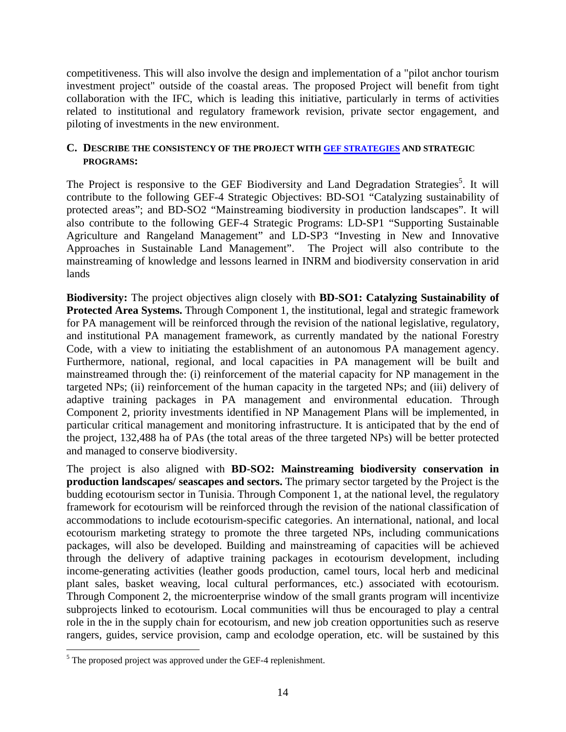competitiveness. This will also involve the design and implementation of a "pilot anchor tourism investment project" outside of the coastal areas. The proposed Project will benefit from tight collaboration with the IFC, which is leading this initiative, particularly in terms of activities related to institutional and regulatory framework revision, private sector engagement, and piloting of investments in the new environment.

## C. DESCRIBE THE CONSISTENCY OF THE PROJECT WITH GEF STRATEGIES AND STRATEGIC PROGRAMS:

The Project is responsive to the GEF Biodiversity and Land Degradation Strategies[5]. It will contribute to the following GEF-4 Strategic Objectives: BD-SO1 "Catalyzing sustainability of protected areas"; and BD-SO2 "Mainstreaming biodiversity in production landscapes". It will also contribute to the following GEF-4 Strategic Programs: LD-SP1 "Supporting Sustainable Agriculture and Rangeland Management" and LD-SP3 "Investing in New and Innovative Approaches in Sustainable Land Management". The Project will also contribute to the mainstreaming of knowledge and lessons learned in INRM and biodiversity conservation in arid lands

**Biodiversity:** The project objectives align closely with **BD-SO1: Catalyzing Sustainability of Protected Area Systems.** Through Component 1, the institutional, legal and strategic framework for PA management will be reinforced through the revision of the national legislative, regulatory, and institutional PA management framework, as currently mandated by the national Forestry Code, with a view to initiating the establishment of an autonomous PA management agency. Furthermore, national, regional, and local capacities in PA management will be built and mainstreamed through the: (i) reinforcement of the material capacity for NP management in the targeted NPs; (ii) reinforcement of the human capacity in the targeted NPs; and (iii) delivery of adaptive training packages in PA management and environmental education. Through Component 2, priority investments identified in NP Management Plans will be implemented, in particular critical management and monitoring infrastructure. It is anticipated that by the end of the project, 132,488 ha of PAs (the total areas of the three targeted NPs) will be better protected and managed to conserve biodiversity.

The project is also aligned with **BD-SO2: Mainstreaming biodiversity conservation in production landscapes/ seascapes and sectors.** The primary sector targeted by the Project is the budding ecotourism sector in Tunisia. Through Component 1, at the national level, the regulatory framework for ecotourism will be reinforced through the revision of the national classification of accommodations to include ecotourism-specific categories. An international, national, and local ecotourism marketing strategy to promote the three targeted NPs, including communications packages, will also be developed. Building and mainstreaming of capacities will be achieved through the delivery of adaptive training packages in ecotourism development, including income-generating activities (leather goods production, camel tours, local herb and medicinal plant sales, basket weaving, local cultural performances, etc.) associated with ecotourism. Through Component 2, the microenterprise window of the small grants program will incentivize subprojects linked to ecotourism. Local communities will thus be encouraged to play a central role in the in the supply chain for ecotourism, and new job creation opportunities such as reserve rangers, guides, service provision, camp and ecolodge operation, etc. will be sustained by this

[5] The proposed project was approved under the GEF-4 replenishment.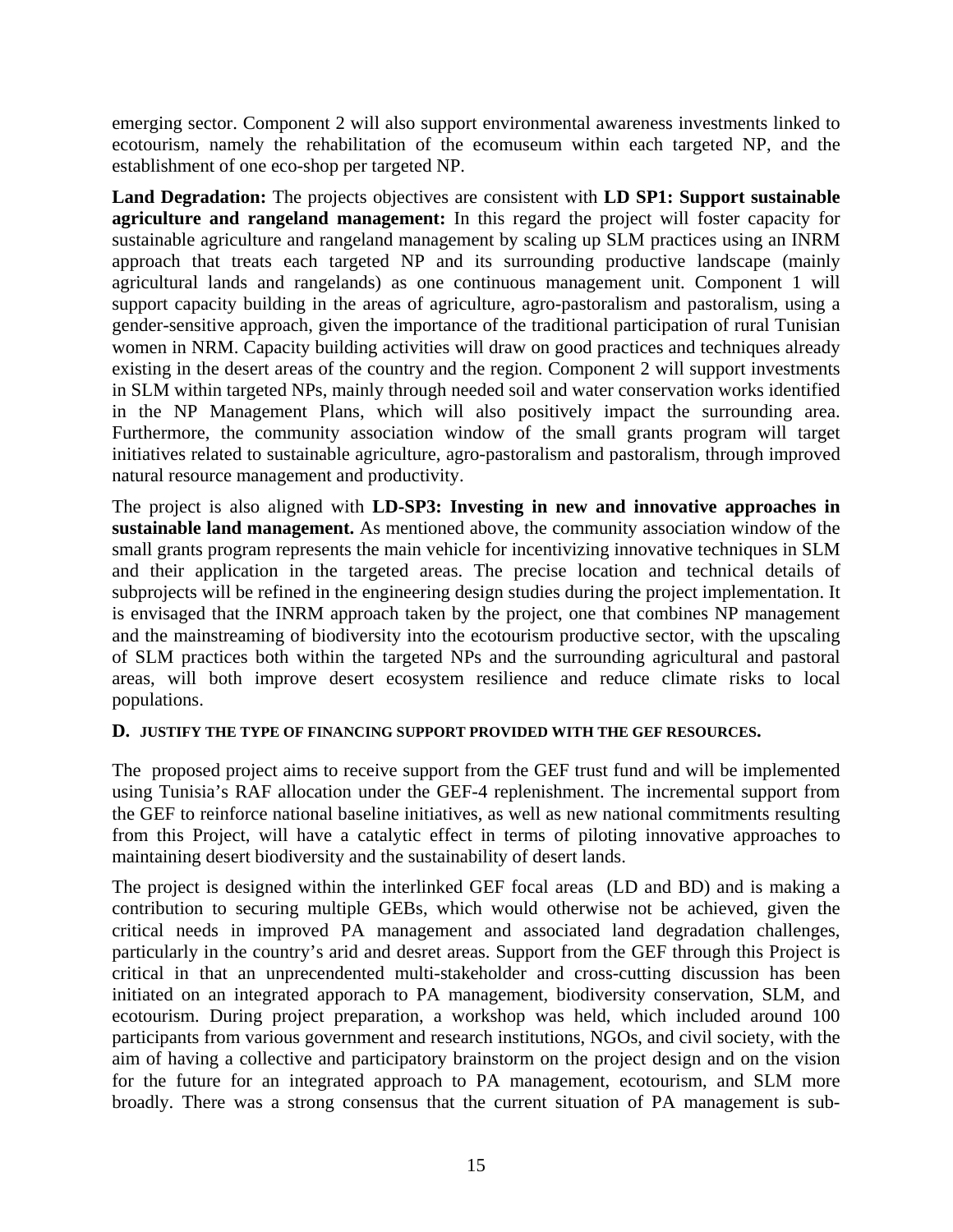emerging sector. Component 2 will also support environmental awareness investments linked to ecotourism, namely the rehabilitation of the ecomuseum within each targeted NP, and the establishment of one eco-shop per targeted NP.

**Land Degradation:** The projects objectives are consistent with **LD SP1: Support sustainable agriculture and rangeland management:** In this regard the project will foster capacity for sustainable agriculture and rangeland management by scaling up SLM practices using an INRM approach that treats each targeted NP and its surrounding productive landscape (mainly agricultural lands and rangelands) as one continuous management unit. Component 1 will support capacity building in the areas of agriculture, agro-pastoralism and pastoralism, using a gender-sensitive approach, given the importance of the traditional participation of rural Tunisian women in NRM. Capacity building activities will draw on good practices and techniques already existing in the desert areas of the country and the region. Component 2 will support investments in SLM within targeted NPs, mainly through needed soil and water conservation works identified in the NP Management Plans, which will also positively impact the surrounding area. Furthermore, the community association window of the small grants program will target initiatives related to sustainable agriculture, agro-pastoralism and pastoralism, through improved natural resource management and productivity.

The project is also aligned with **LD-SP3: Investing in new and innovative approaches in sustainable land management.** As mentioned above, the community association window of the small grants program represents the main vehicle for incentivizing innovative techniques in SLM and their application in the targeted areas. The precise location and technical details of subprojects will be refined in the engineering design studies during the project implementation. It is envisaged that the INRM approach taken by the project, one that combines NP management and the mainstreaming of biodiversity into the ecotourism productive sector, with the upscaling of SLM practices both within the targeted NPs and the surrounding agricultural and pastoral areas, will both improve desert ecosystem resilience and reduce climate risks to local populations.

#### D. JUSTIFY THE TYPE OF FINANCING SUPPORT PROVIDED WITH THE GEF RESOURCES.

The proposed project aims to receive support from the GEF trust fund and will be implemented using Tunisia's RAF allocation under the GEF-4 replenishment. The incremental support from the GEF to reinforce national baseline initiatives, as well as new national commitments resulting from this Project, will have a catalytic effect in terms of piloting innovative approaches to maintaining desert biodiversity and the sustainability of desert lands.

The project is designed within the interlinked GEF focal areas (LD and BD) and is making a contribution to securing multiple GEBs, which would otherwise not be achieved, given the critical needs in improved PA management and associated land degradation challenges, particularly in the country's arid and desret areas. Support from the GEF through this Project is critical in that an unprecendented multi-stakeholder and cross-cutting discussion has been initiated on an integrated apporach to PA management, biodiversity conservation, SLM, and ecotourism. During project preparation, a workshop was held, which included around 100 participants from various government and research institutions, NGOs, and civil society, with the aim of having a collective and participatory brainstorm on the project design and on the vision for the future for an integrated approach to PA management, ecotourism, and SLM more broadly. There was a strong consensus that the current situation of PA management is sub-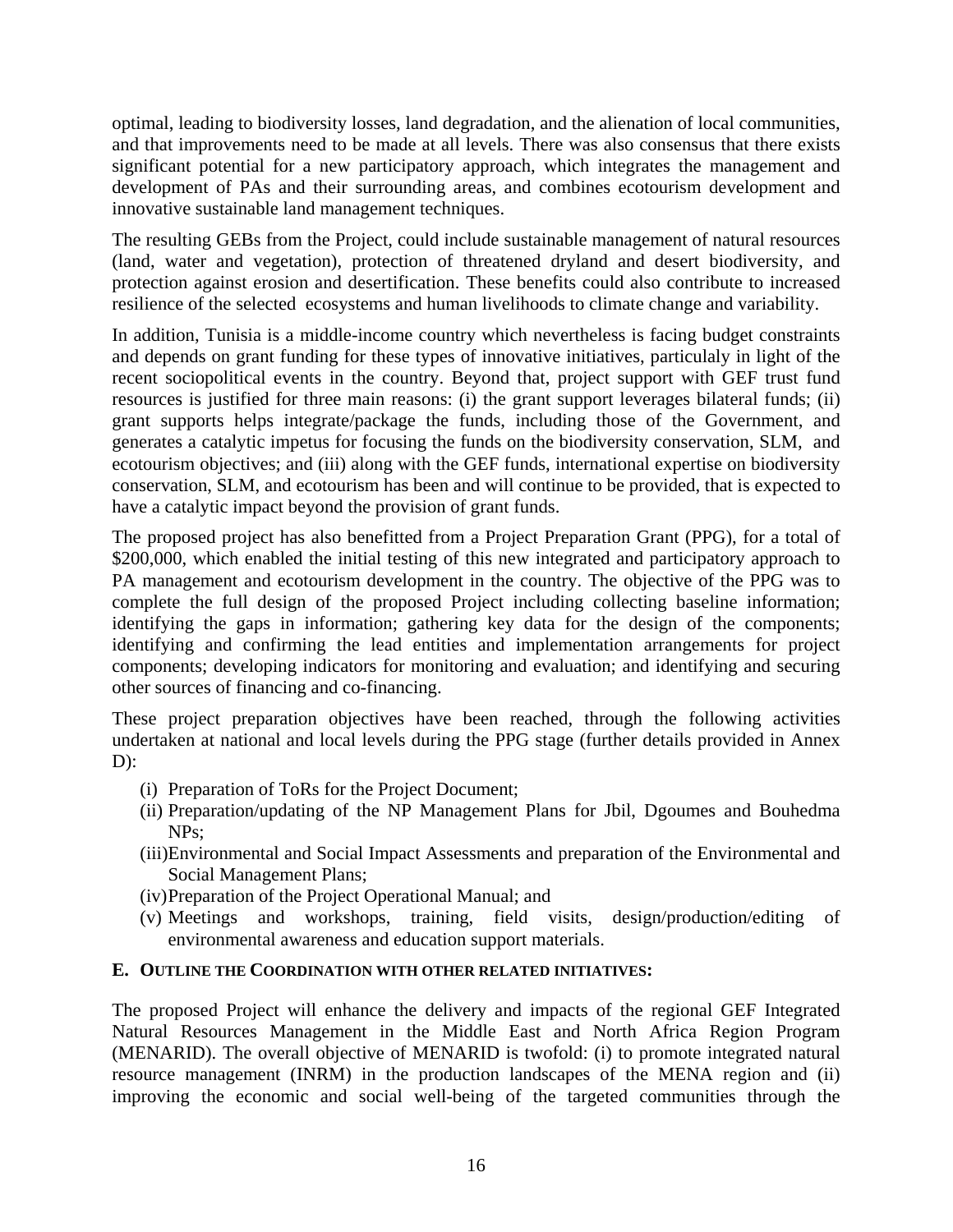optimal, leading to biodiversity losses, land degradation, and the alienation of local communities, and that improvements need to be made at all levels. There was also consensus that there exists significant potential for a new participatory approach, which integrates the management and development of PAs and their surrounding areas, and combines ecotourism development and innovative sustainable land management techniques.

The resulting GEBs from the Project, could include sustainable management of natural resources (land, water and vegetation), protection of threatened dryland and desert biodiversity, and protection against erosion and desertification. These benefits could also contribute to increased resilience of the selected ecosystems and human livelihoods to climate change and variability.

In addition, Tunisia is a middle-income country which nevertheless is facing budget constraints and depends on grant funding for these types of innovative initiatives, particulaly in light of the recent sociopolitical events in the country. Beyond that, project support with GEF trust fund resources is justified for three main reasons: (i) the grant support leverages bilateral funds; (ii) grant supports helps integrate/package the funds, including those of the Government, and generates a catalytic impetus for focusing the funds on the biodiversity conservation, SLM, and ecotourism objectives; and (iii) along with the GEF funds, international expertise on biodiversity conservation, SLM, and ecotourism has been and will continue to be provided, that is expected to have a catalytic impact beyond the provision of grant funds.

The proposed project has also benefitted from a Project Preparation Grant (PPG), for a total of $200,000, which enabled the initial testing of this new integrated and participatory approach to PA management and ecotourism development in the country. The objective of the PPG was to complete the full design of the proposed Project including collecting baseline information; identifying the gaps in information; gathering key data for the design of the components; identifying and confirming the lead entities and implementation arrangements for project components; developing indicators for monitoring and evaluation; and identifying and securing other sources of financing and co-financing.

These project preparation objectives have been reached, through the following activities undertaken at national and local levels during the PPG stage (further details provided in Annex D):

(i) Preparation of ToRs for the Project Document;
(ii) Preparation/updating of the NP Management Plans for Jbil, Dgoumes and Bouhedma NPs;
(iii) Environmental and Social Impact Assessments and preparation of the Environmental and Social Management Plans;
(iv) Preparation of the Project Operational Manual; and
(v) Meetings and workshops, training, field visits, design/production/editing of environmental awareness and education support materials.

### E. Outline the Coordination with other related initiatives:

The proposed Project will enhance the delivery and impacts of the regional GEF Integrated Natural Resources Management in the Middle East and North Africa Region Program (MENARID). The overall objective of MENARID is twofold: (i) to promote integrated natural resource management (INRM) in the production landscapes of the MENA region and (ii) improving the economic and social well-being of the targeted communities through the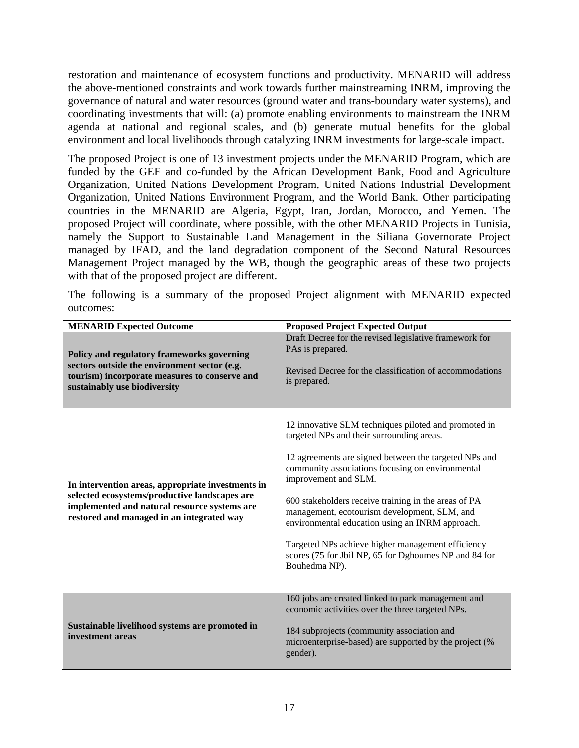restoration and maintenance of ecosystem functions and productivity. MENARID will address the above-mentioned constraints and work towards further mainstreaming INRM, improving the governance of natural and water resources (ground water and trans-boundary water systems), and coordinating investments that will: (a) promote enabling environments to mainstream the INRM agenda at national and regional scales, and (b) generate mutual benefits for the global environment and local livelihoods through catalyzing INRM investments for large-scale impact.

The proposed Project is one of 13 investment projects under the MENARID Program, which are funded by the GEF and co-funded by the African Development Bank, Food and Agriculture Organization, United Nations Development Program, United Nations Industrial Development Organization, United Nations Environment Program, and the World Bank. Other participating countries in the MENARID are Algeria, Egypt, Iran, Jordan, Morocco, and Yemen. The proposed Project will coordinate, where possible, with the other MENARID Projects in Tunisia, namely the Support to Sustainable Land Management in the Siliana Governorate Project managed by IFAD, and the land degradation component of the Second Natural Resources Management Project managed by the WB, though the geographic areas of these two projects with that of the proposed project are different.

The following is a summary of the proposed Project alignment with MENARID expected outcomes:

| MENARID Expected Outcome | Proposed Project Expected Output |
|---|---|
| **Policy and regulatory frameworks governing sectors outside the environment sector (e.g. tourism) incorporate measures to conserve and sustainably use biodiversity** | Draft Decree for the revised legislative framework for PAs is prepared.<br><br>Revised Decree for the classification of accommodations is prepared. |
| **In intervention areas, appropriate investments in selected ecosystems/productive landscapes are implemented and natural resource systems are restored and managed in an integrated way** | 12 innovative SLM techniques piloted and promoted in targeted NPs and their surrounding areas.<br><br>12 agreements are signed between the targeted NPs and community associations focusing on environmental improvement and SLM.<br><br>600 stakeholders receive training in the areas of PA management, ecotourism development, SLM, and environmental education using an INRM approach.<br><br>Targeted NPs achieve higher management efficiency scores (75 for Jbil NP, 65 for Dghoumes NP and 84 for Bouhedma NP). |
| **Sustainable livelihood systems are promoted in investment areas** | 160 jobs are created linked to park management and economic activities over the three targeted NPs.<br><br>184 subprojects (community association and microenterprise-based) are supported by the project (% gender). |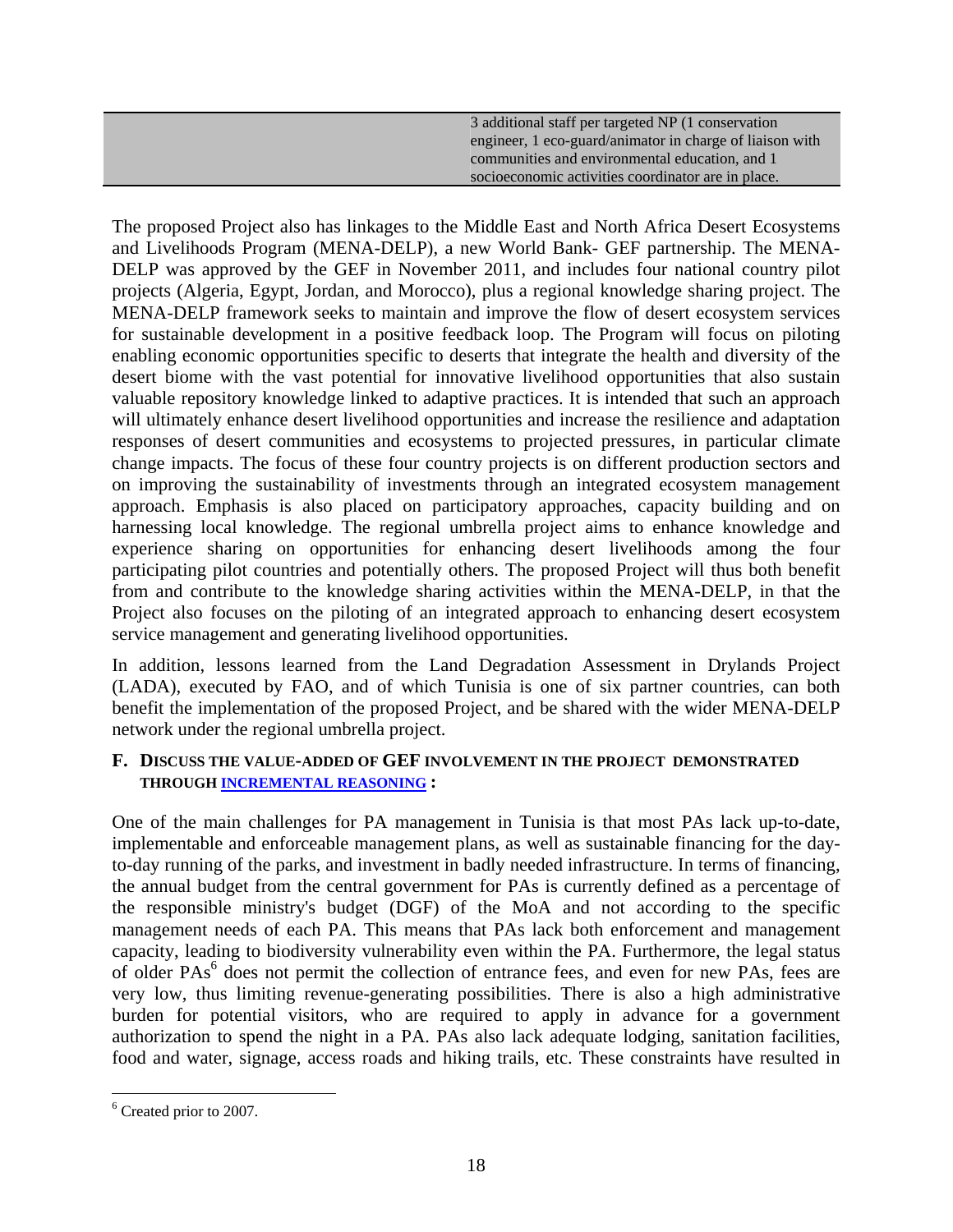| | |
|---|---|
| | 3 additional staff per targeted NP (1 conservation engineer, 1 eco-guard/animator in charge of liaison with communities and environmental education, and 1 socioeconomic activities coordinator are in place. |

The proposed Project also has linkages to the Middle East and North Africa Desert Ecosystems and Livelihoods Program (MENA-DELP), a new World Bank- GEF partnership. The MENA-DELP was approved by the GEF in November 2011, and includes four national country pilot projects (Algeria, Egypt, Jordan, and Morocco), plus a regional knowledge sharing project. The MENA-DELP framework seeks to maintain and improve the flow of desert ecosystem services for sustainable development in a positive feedback loop. The Program will focus on piloting enabling economic opportunities specific to deserts that integrate the health and diversity of the desert biome with the vast potential for innovative livelihood opportunities that also sustain valuable repository knowledge linked to adaptive practices. It is intended that such an approach will ultimately enhance desert livelihood opportunities and increase the resilience and adaptation responses of desert communities and ecosystems to projected pressures, in particular climate change impacts. The focus of these four country projects is on different production sectors and on improving the sustainability of investments through an integrated ecosystem management approach. Emphasis is also placed on participatory approaches, capacity building and on harnessing local knowledge. The regional umbrella project aims to enhance knowledge and experience sharing on opportunities for enhancing desert livelihoods among the four participating pilot countries and potentially others. The proposed Project will thus both benefit from and contribute to the knowledge sharing activities within the MENA-DELP, in that the Project also focuses on the piloting of an integrated approach to enhancing desert ecosystem service management and generating livelihood opportunities.

In addition, lessons learned from the Land Degradation Assessment in Drylands Project (LADA), executed by FAO, and of which Tunisia is one of six partner countries, can both benefit the implementation of the proposed Project, and be shared with the wider MENA-DELP network under the regional umbrella project.

### F. DISCUSS THE VALUE-ADDED OF GEF INVOLVEMENT IN THE PROJECT DEMONSTRATED THROUGH INCREMENTAL REASONING :

One of the main challenges for PA management in Tunisia is that most PAs lack up-to-date, implementable and enforceable management plans, as well as sustainable financing for the day-to-day running of the parks, and investment in badly needed infrastructure. In terms of financing, the annual budget from the central government for PAs is currently defined as a percentage of the responsible ministry's budget (DGF) of the MoA and not according to the specific management needs of each PA. This means that PAs lack both enforcement and management capacity, leading to biodiversity vulnerability even within the PA. Furthermore, the legal status of older PAs[6] does not permit the collection of entrance fees, and even for new PAs, fees are very low, thus limiting revenue-generating possibilities. There is also a high administrative burden for potential visitors, who are required to apply in advance for a government authorization to spend the night in a PA. PAs also lack adequate lodging, sanitation facilities, food and water, signage, access roads and hiking trails, etc. These constraints have resulted in

[6] Created prior to 2007.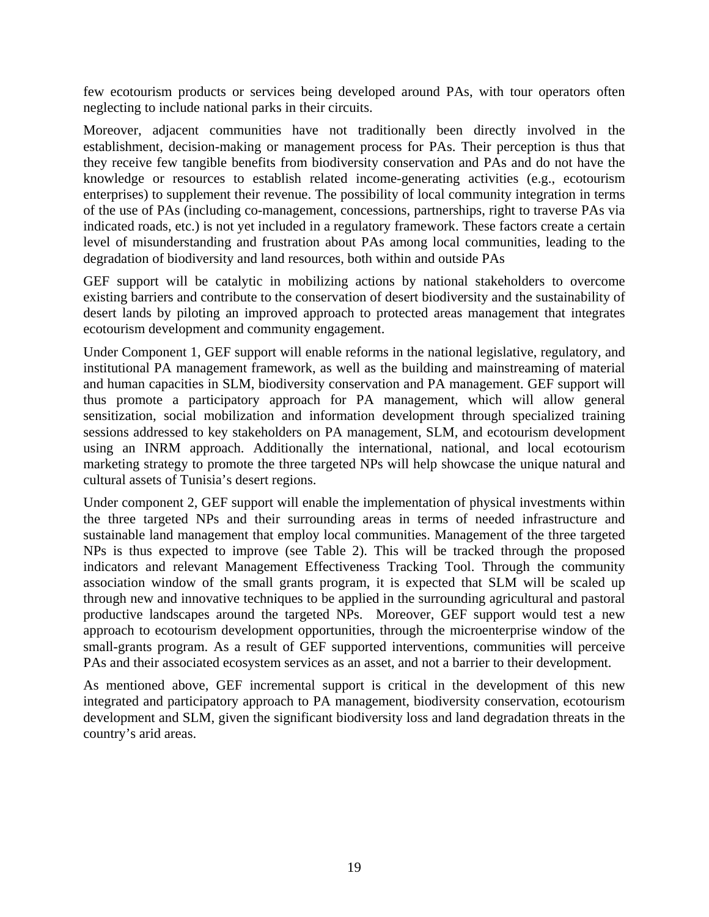few ecotourism products or services being developed around PAs, with tour operators often neglecting to include national parks in their circuits.

Moreover, adjacent communities have not traditionally been directly involved in the establishment, decision-making or management process for PAs. Their perception is thus that they receive few tangible benefits from biodiversity conservation and PAs and do not have the knowledge or resources to establish related income-generating activities (e.g., ecotourism enterprises) to supplement their revenue. The possibility of local community integration in terms of the use of PAs (including co-management, concessions, partnerships, right to traverse PAs via indicated roads, etc.) is not yet included in a regulatory framework. These factors create a certain level of misunderstanding and frustration about PAs among local communities, leading to the degradation of biodiversity and land resources, both within and outside PAs

GEF support will be catalytic in mobilizing actions by national stakeholders to overcome existing barriers and contribute to the conservation of desert biodiversity and the sustainability of desert lands by piloting an improved approach to protected areas management that integrates ecotourism development and community engagement.

Under Component 1, GEF support will enable reforms in the national legislative, regulatory, and institutional PA management framework, as well as the building and mainstreaming of material and human capacities in SLM, biodiversity conservation and PA management. GEF support will thus promote a participatory approach for PA management, which will allow general sensitization, social mobilization and information development through specialized training sessions addressed to key stakeholders on PA management, SLM, and ecotourism development using an INRM approach. Additionally the international, national, and local ecotourism marketing strategy to promote the three targeted NPs will help showcase the unique natural and cultural assets of Tunisia's desert regions.

Under component 2, GEF support will enable the implementation of physical investments within the three targeted NPs and their surrounding areas in terms of needed infrastructure and sustainable land management that employ local communities. Management of the three targeted NPs is thus expected to improve (see Table 2). This will be tracked through the proposed indicators and relevant Management Effectiveness Tracking Tool. Through the community association window of the small grants program, it is expected that SLM will be scaled up through new and innovative techniques to be applied in the surrounding agricultural and pastoral productive landscapes around the targeted NPs. Moreover, GEF support would test a new approach to ecotourism development opportunities, through the microenterprise window of the small-grants program. As a result of GEF supported interventions, communities will perceive PAs and their associated ecosystem services as an asset, and not a barrier to their development.

As mentioned above, GEF incremental support is critical in the development of this new integrated and participatory approach to PA management, biodiversity conservation, ecotourism development and SLM, given the significant biodiversity loss and land degradation threats in the country's arid areas.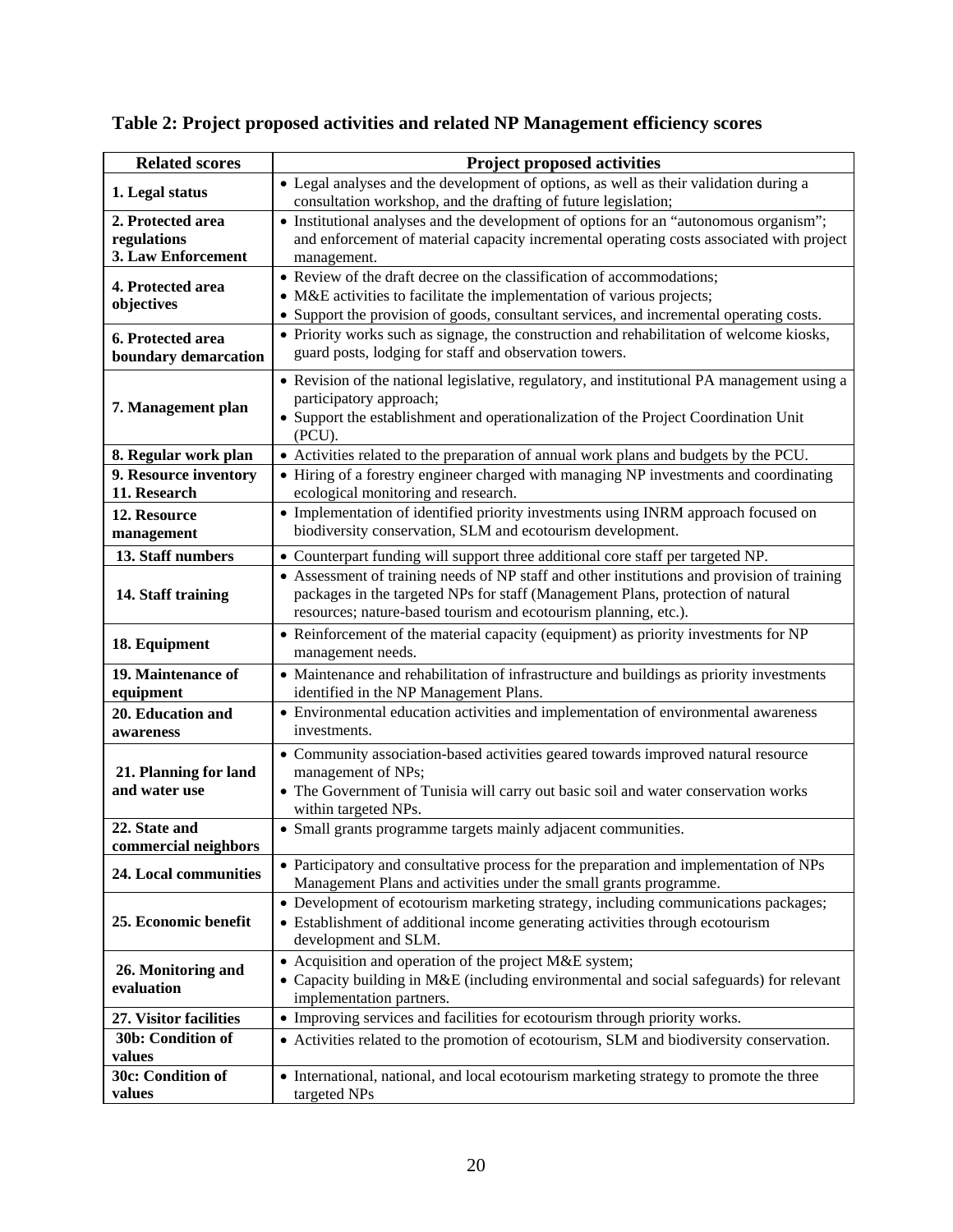## Table 2: Project proposed activities and related NP Management efficiency scores

| Related scores | Project proposed activities |
|---|---|
| **1. Legal status** | • Legal analyses and the development of options, as well as their validation during a consultation workshop, and the drafting of future legislation; |
| **2. Protected area regulations**<br>**3. Law Enforcement** | • Institutional analyses and the development of options for an "autonomous organism"; and enforcement of material capacity incremental operating costs associated with project management. |
| **4. Protected area objectives** | • Review of the draft decree on the classification of accommodations;<br>• M&E activities to facilitate the implementation of various projects;<br>• Support the provision of goods, consultant services, and incremental operating costs. |
| **6. Protected area boundary demarcation** | • Priority works such as signage, the construction and rehabilitation of welcome kiosks, guard posts, lodging for staff and observation towers. |
| **7. Management plan** | • Revision of the national legislative, regulatory, and institutional PA management using a participatory approach;<br>• Support the establishment and operationalization of the Project Coordination Unit (PCU). |
| **8. Regular work plan** | • Activities related to the preparation of annual work plans and budgets by the PCU. |
| **9. Resource inventory**<br>**11. Research** | • Hiring of a forestry engineer charged with managing NP investments and coordinating ecological monitoring and research. |
| **12. Resource management** | • Implementation of identified priority investments using INRM approach focused on biodiversity conservation, SLM and ecotourism development. |
| **13. Staff numbers** | • Counterpart funding will support three additional core staff per targeted NP. |
| **14. Staff training** | • Assessment of training needs of NP staff and other institutions and provision of training packages in the targeted NPs for staff (Management Plans, protection of natural resources; nature-based tourism and ecotourism planning, etc.). |
| **18. Equipment** | • Reinforcement of the material capacity (equipment) as priority investments for NP management needs. |
| **19. Maintenance of equipment** | • Maintenance and rehabilitation of infrastructure and buildings as priority investments identified in the NP Management Plans. |
| **20. Education and awareness** | • Environmental education activities and implementation of environmental awareness investments. |
| **21. Planning for land and water use** | • Community association-based activities geared towards improved natural resource management of NPs;<br>• The Government of Tunisia will carry out basic soil and water conservation works within targeted NPs. |
| **22. State and commercial neighbors** | • Small grants programme targets mainly adjacent communities. |
| **24. Local communities** | • Participatory and consultative process for the preparation and implementation of NPs Management Plans and activities under the small grants programme. |
| **25. Economic benefit** | • Development of ecotourism marketing strategy, including communications packages;<br>• Establishment of additional income generating activities through ecotourism development and SLM. |
| **26. Monitoring and evaluation** | • Acquisition and operation of the project M&E system;<br>• Capacity building in M&E (including environmental and social safeguards) for relevant implementation partners. |
| **27. Visitor facilities** | • Improving services and facilities for ecotourism through priority works. |
| **30b: Condition of values** | • Activities related to the promotion of ecotourism, SLM and biodiversity conservation. |
| **30c: Condition of values** | • International, national, and local ecotourism marketing strategy to promote the three targeted NPs |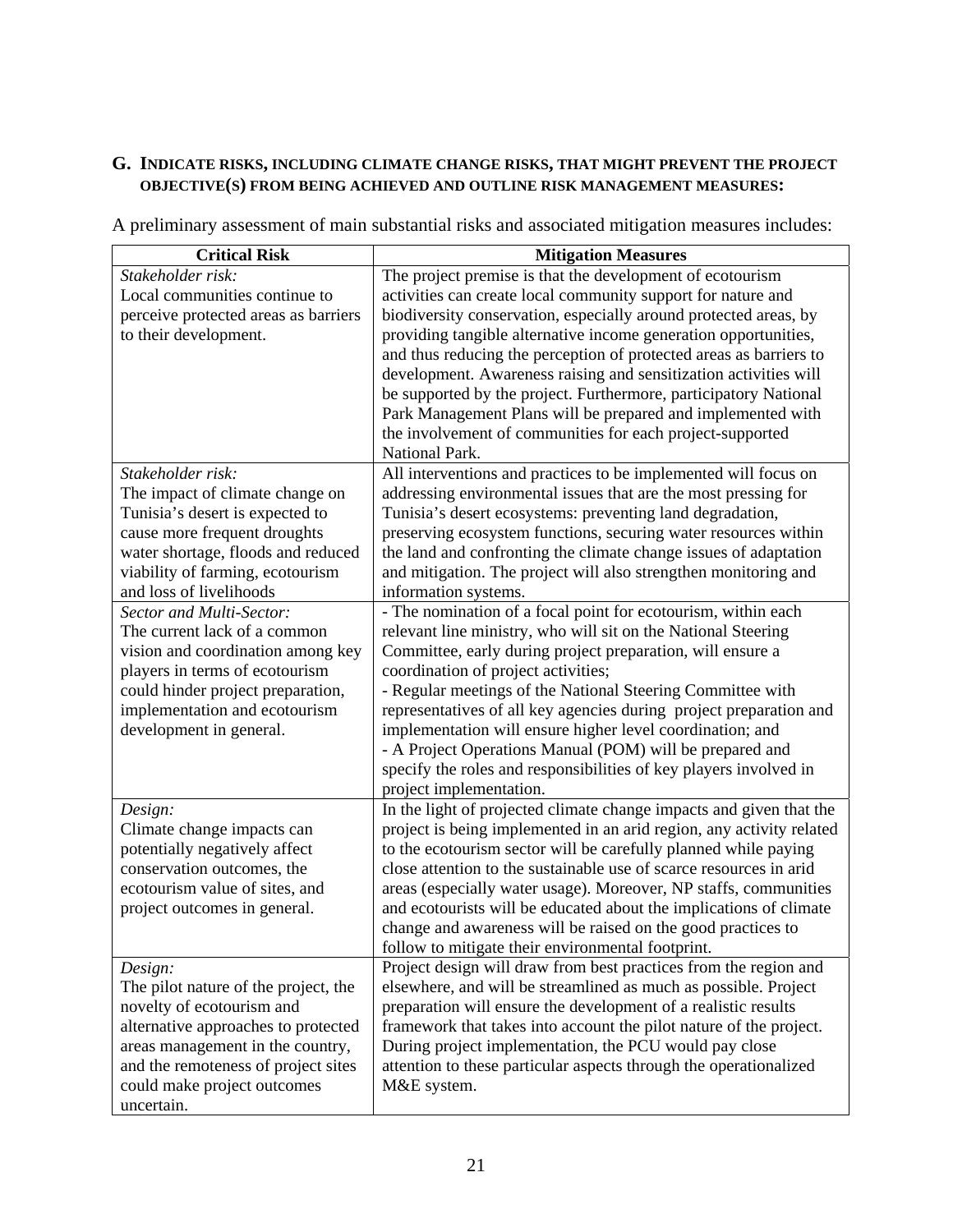## G. INDICATE RISKS, INCLUDING CLIMATE CHANGE RISKS, THAT MIGHT PREVENT THE PROJECT OBJECTIVE(S) FROM BEING ACHIEVED AND OUTLINE RISK MANAGEMENT MEASURES:

A preliminary assessment of main substantial risks and associated mitigation measures includes:

| Critical Risk | Mitigation Measures |
|---|---|
| *Stakeholder risk:*<br>Local communities continue to perceive protected areas as barriers to their development. | The project premise is that the development of ecotourism activities can create local community support for nature and biodiversity conservation, especially around protected areas, by providing tangible alternative income generation opportunities, and thus reducing the perception of protected areas as barriers to development. Awareness raising and sensitization activities will be supported by the project. Furthermore, participatory National Park Management Plans will be prepared and implemented with the involvement of communities for each project-supported National Park. |
| *Stakeholder risk:*<br>The impact of climate change on Tunisia's desert is expected to cause more frequent droughts water shortage, floods and reduced viability of farming, ecotourism and loss of livelihoods | All interventions and practices to be implemented will focus on addressing environmental issues that are the most pressing for Tunisia's desert ecosystems: preventing land degradation, preserving ecosystem functions, securing water resources within the land and confronting the climate change issues of adaptation and mitigation. The project will also strengthen monitoring and information systems. |
| *Sector and Multi-Sector:*<br>The current lack of a common vision and coordination among key players in terms of ecotourism could hinder project preparation, implementation and ecotourism development in general. | - The nomination of a focal point for ecotourism, within each relevant line ministry, who will sit on the National Steering Committee, early during project preparation, will ensure a coordination of project activities;<br>- Regular meetings of the National Steering Committee with representatives of all key agencies during project preparation and implementation will ensure higher level coordination; and<br>- A Project Operations Manual (POM) will be prepared and specify the roles and responsibilities of key players involved in project implementation. |
| *Design:*<br>Climate change impacts can potentially negatively affect conservation outcomes, the ecotourism value of sites, and project outcomes in general. | In the light of projected climate change impacts and given that the project is being implemented in an arid region, any activity related to the ecotourism sector will be carefully planned while paying close attention to the sustainable use of scarce resources in arid areas (especially water usage). Moreover, NP staffs, communities and ecotourists will be educated about the implications of climate change and awareness will be raised on the good practices to follow to mitigate their environmental footprint. |
| *Design:*<br>The pilot nature of the project, the novelty of ecotourism and alternative approaches to protected areas management in the country, and the remoteness of project sites could make project outcomes uncertain. | Project design will draw from best practices from the region and elsewhere, and will be streamlined as much as possible. Project preparation will ensure the development of a realistic results framework that takes into account the pilot nature of the project. During project implementation, the PCU would pay close attention to these particular aspects through the operationalized M&E system. |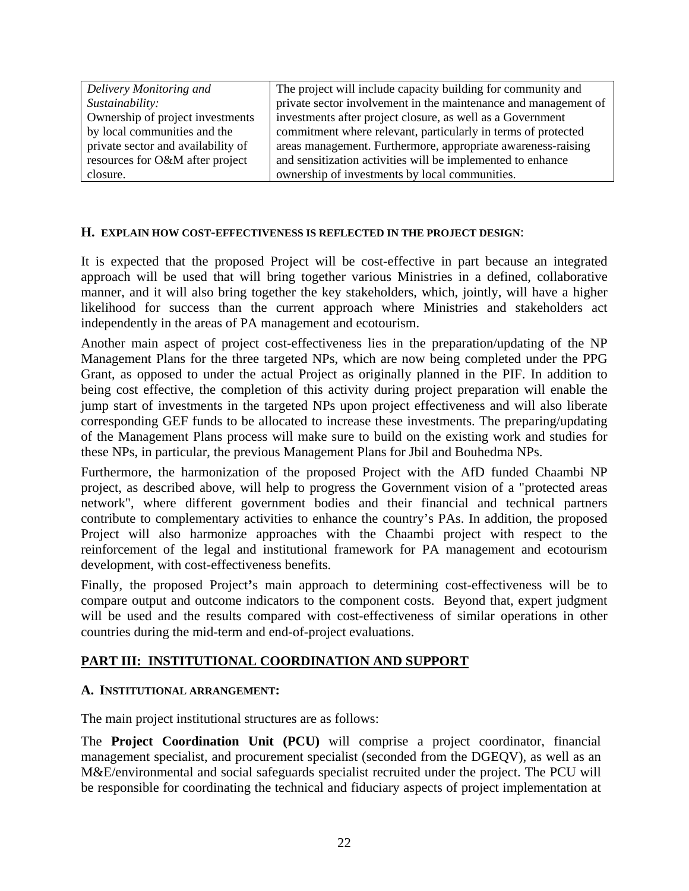| *Delivery Monitoring and Sustainability:* Ownership of project investments by local communities and the private sector and availability of resources for O&M after project closure. | The project will include capacity building for community and private sector involvement in the maintenance and management of investments after project closure, as well as a Government commitment where relevant, particularly in terms of protected areas management. Furthermore, appropriate awareness-raising and sensitization activities will be implemented to enhance ownership of investments by local communities. |
|---|---|

#### H. EXPLAIN HOW COST-EFFECTIVENESS IS REFLECTED IN THE PROJECT DESIGN:

It is expected that the proposed Project will be cost-effective in part because an integrated approach will be used that will bring together various Ministries in a defined, collaborative manner, and it will also bring together the key stakeholders, which, jointly, will have a higher likelihood for success than the current approach where Ministries and stakeholders act independently in the areas of PA management and ecotourism.

Another main aspect of project cost-effectiveness lies in the preparation/updating of the NP Management Plans for the three targeted NPs, which are now being completed under the PPG Grant, as opposed to under the actual Project as originally planned in the PIF. In addition to being cost effective, the completion of this activity during project preparation will enable the jump start of investments in the targeted NPs upon project effectiveness and will also liberate corresponding GEF funds to be allocated to increase these investments. The preparing/updating of the Management Plans process will make sure to build on the existing work and studies for these NPs, in particular, the previous Management Plans for Jbil and Bouhedma NPs.

Furthermore, the harmonization of the proposed Project with the AfD funded Chaambi NP project, as described above, will help to progress the Government vision of a "protected areas network", where different government bodies and their financial and technical partners contribute to complementary activities to enhance the country's PAs. In addition, the proposed Project will also harmonize approaches with the Chaambi project with respect to the reinforcement of the legal and institutional framework for PA management and ecotourism development, with cost-effectiveness benefits.

Finally, the proposed Project**'**s main approach to determining cost-effectiveness will be to compare output and outcome indicators to the component costs. Beyond that, expert judgment will be used and the results compared with cost-effectiveness of similar operations in other countries during the mid-term and end-of-project evaluations.

## PART III: INSTITUTIONAL COORDINATION AND SUPPORT

#### A. INSTITUTIONAL ARRANGEMENT:

The main project institutional structures are as follows:

The **Project Coordination Unit (PCU)** will comprise a project coordinator, financial management specialist, and procurement specialist (seconded from the DGEQV), as well as an M&E/environmental and social safeguards specialist recruited under the project. The PCU will be responsible for coordinating the technical and fiduciary aspects of project implementation at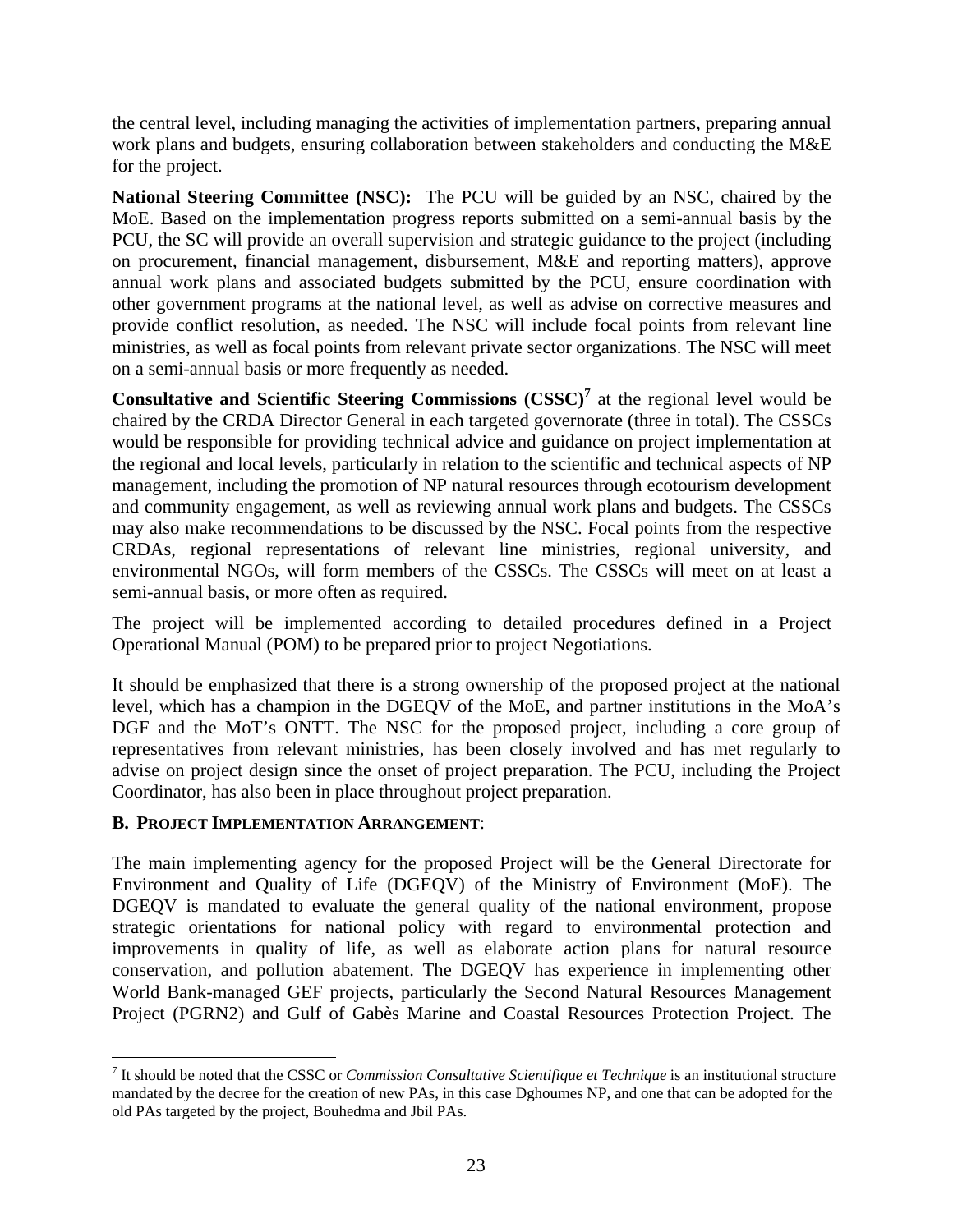the central level, including managing the activities of implementation partners, preparing annual work plans and budgets, ensuring collaboration between stakeholders and conducting the M&E for the project.

**National Steering Committee (NSC):** The PCU will be guided by an NSC, chaired by the MoE. Based on the implementation progress reports submitted on a semi-annual basis by the PCU, the SC will provide an overall supervision and strategic guidance to the project (including on procurement, financial management, disbursement, M&E and reporting matters), approve annual work plans and associated budgets submitted by the PCU, ensure coordination with other government programs at the national level, as well as advise on corrective measures and provide conflict resolution, as needed. The NSC will include focal points from relevant line ministries, as well as focal points from relevant private sector organizations. The NSC will meet on a semi-annual basis or more frequently as needed.

**Consultative and Scientific Steering Commissions (CSSC)**[7] at the regional level would be chaired by the CRDA Director General in each targeted governorate (three in total). The CSSCs would be responsible for providing technical advice and guidance on project implementation at the regional and local levels, particularly in relation to the scientific and technical aspects of NP management, including the promotion of NP natural resources through ecotourism development and community engagement, as well as reviewing annual work plans and budgets. The CSSCs may also make recommendations to be discussed by the NSC. Focal points from the respective CRDAs, regional representations of relevant line ministries, regional university, and environmental NGOs, will form members of the CSSCs. The CSSCs will meet on at least a semi-annual basis, or more often as required.

The project will be implemented according to detailed procedures defined in a Project Operational Manual (POM) to be prepared prior to project Negotiations.

It should be emphasized that there is a strong ownership of the proposed project at the national level, which has a champion in the DGEQV of the MoE, and partner institutions in the MoA's DGF and the MoT's ONTT. The NSC for the proposed project, including a core group of representatives from relevant ministries, has been closely involved and has met regularly to advise on project design since the onset of project preparation. The PCU, including the Project Coordinator, has also been in place throughout project preparation.

**B. PROJECT IMPLEMENTATION ARRANGEMENT**:

The main implementing agency for the proposed Project will be the General Directorate for Environment and Quality of Life (DGEQV) of the Ministry of Environment (MoE). The DGEQV is mandated to evaluate the general quality of the national environment, propose strategic orientations for national policy with regard to environmental protection and improvements in quality of life, as well as elaborate action plans for natural resource conservation, and pollution abatement. The DGEQV has experience in implementing other World Bank-managed GEF projects, particularly the Second Natural Resources Management Project (PGRN2) and Gulf of Gabès Marine and Coastal Resources Protection Project. The

[7] It should be noted that the CSSC or *Commission Consultative Scientifique et Technique* is an institutional structure mandated by the decree for the creation of new PAs, in this case Dghoumes NP, and one that can be adopted for the old PAs targeted by the project, Bouhedma and Jbil PAs.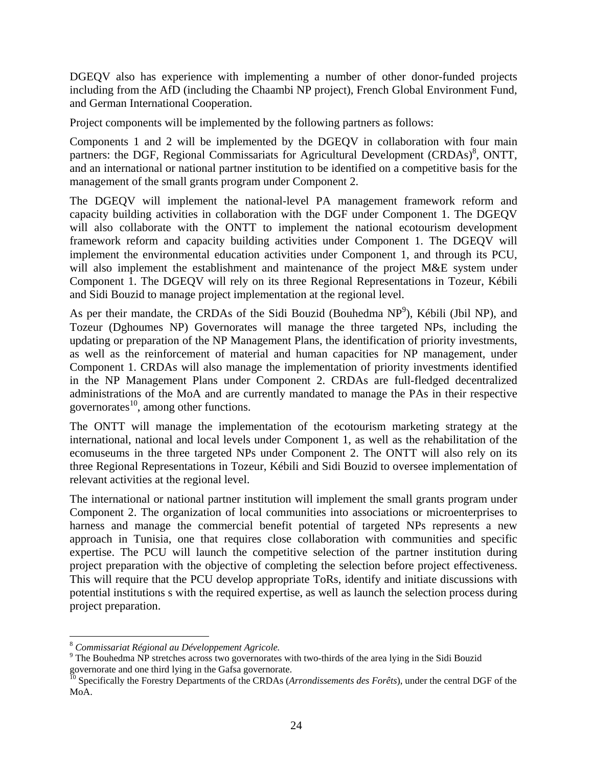DGEQV also has experience with implementing a number of other donor-funded projects including from the AfD (including the Chaambi NP project), French Global Environment Fund, and German International Cooperation.

Project components will be implemented by the following partners as follows:

Components 1 and 2 will be implemented by the DGEQV in collaboration with four main partners: the DGF, Regional Commissariats for Agricultural Development (CRDAs)[8], ONTT, and an international or national partner institution to be identified on a competitive basis for the management of the small grants program under Component 2.

The DGEQV will implement the national-level PA management framework reform and capacity building activities in collaboration with the DGF under Component 1. The DGEQV will also collaborate with the ONTT to implement the national ecotourism development framework reform and capacity building activities under Component 1. The DGEQV will implement the environmental education activities under Component 1, and through its PCU, will also implement the establishment and maintenance of the project M&E system under Component 1. The DGEQV will rely on its three Regional Representations in Tozeur, Kébili and Sidi Bouzid to manage project implementation at the regional level.

As per their mandate, the CRDAs of the Sidi Bouzid (Bouhedma NP[9]), Kébili (Jbil NP), and Tozeur (Dghoumes NP) Governorates will manage the three targeted NPs, including the updating or preparation of the NP Management Plans, the identification of priority investments, as well as the reinforcement of material and human capacities for NP management, under Component 1. CRDAs will also manage the implementation of priority investments identified in the NP Management Plans under Component 2. CRDAs are full-fledged decentralized administrations of the MoA and are currently mandated to manage the PAs in their respective governorates[10], among other functions.

The ONTT will manage the implementation of the ecotourism marketing strategy at the international, national and local levels under Component 1, as well as the rehabilitation of the ecomuseums in the three targeted NPs under Component 2. The ONTT will also rely on its three Regional Representations in Tozeur, Kébili and Sidi Bouzid to oversee implementation of relevant activities at the regional level.

The international or national partner institution will implement the small grants program under Component 2. The organization of local communities into associations or microenterprises to harness and manage the commercial benefit potential of targeted NPs represents a new approach in Tunisia, one that requires close collaboration with communities and specific expertise. The PCU will launch the competitive selection of the partner institution during project preparation with the objective of completing the selection before project effectiveness. This will require that the PCU develop appropriate ToRs, identify and initiate discussions with potential institutions s with the required expertise, as well as launch the selection process during project preparation.

---

[8] *Commissariat Régional au Développement Agricole.*

[9] The Bouhedma NP stretches across two governorates with two-thirds of the area lying in the Sidi Bouzid governorate and one third lying in the Gafsa governorate.

[10] Specifically the Forestry Departments of the CRDAs (*Arrondissements des Forêts*), under the central DGF of the MoA.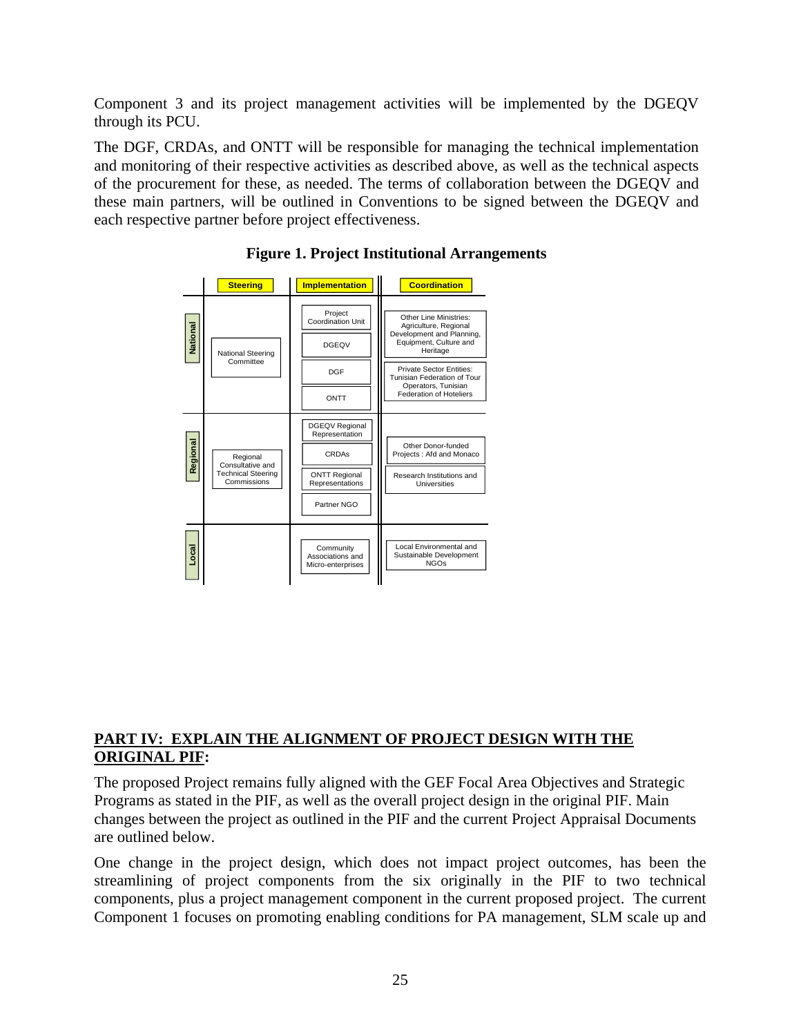Component 3 and its project management activities will be implemented by the DGEQV through its PCU.

The DGF, CRDAs, and ONTT will be responsible for managing the technical implementation and monitoring of their respective activities as described above, as well as the technical aspects of the procurement for these, as needed. The terms of collaboration between the DGEQV and these main partners, will be outlined in Conventions to be signed between the DGEQV and each respective partner before project effectiveness.

**Figure 1. Project Institutional Arrangements**

| | Steering | Implementation | Coordination |
|---|---|---|---|
| National | National Steering Committee | Project Coordination Unit; DGEQV; DGF; ONTT | Other Line Ministries: Agriculture, Regional Development and Planning, Equipment, Culture and Heritage; Private Sector Entities: Tunisian Federation of Tour Operators, Tunisian Federation of Hoteliers |
| Regional | Regional Consultative and Technical Steering Commissions | DGEQV Regional Representation; CRDAs; ONTT Regional Representations; Partner NGO | Other Donor-funded Projects : Afd and Monaco; Research Institutions and Universities |
| Local | | Community Associations and Micro-enterprises | Local Environmental and Sustainable Development NGOs |

## PART IV: EXPLAIN THE ALIGNMENT OF PROJECT DESIGN WITH THE ORIGINAL PIF:

The proposed Project remains fully aligned with the GEF Focal Area Objectives and Strategic Programs as stated in the PIF, as well as the overall project design in the original PIF. Main changes between the project as outlined in the PIF and the current Project Appraisal Documents are outlined below.

One change in the project design, which does not impact project outcomes, has been the streamlining of project components from the six originally in the PIF to two technical components, plus a project management component in the current proposed project. The current Component 1 focuses on promoting enabling conditions for PA management, SLM scale up and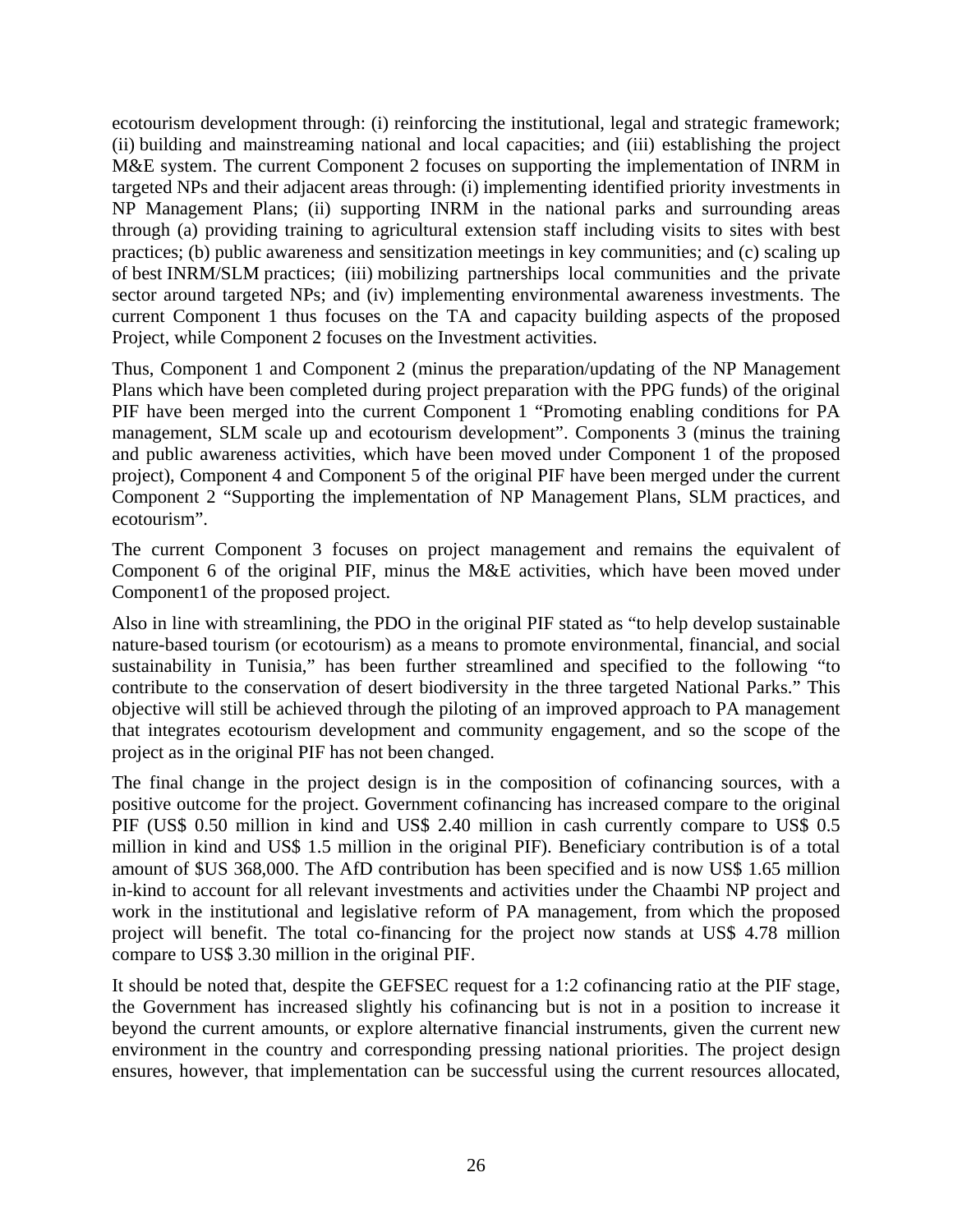ecotourism development through: (i) reinforcing the institutional, legal and strategic framework; (ii) building and mainstreaming national and local capacities; and (iii) establishing the project M&E system. The current Component 2 focuses on supporting the implementation of INRM in targeted NPs and their adjacent areas through: (i) implementing identified priority investments in NP Management Plans; (ii) supporting INRM in the national parks and surrounding areas through (a) providing training to agricultural extension staff including visits to sites with best practices; (b) public awareness and sensitization meetings in key communities; and (c) scaling up of best INRM/SLM practices; (iii) mobilizing partnerships local communities and the private sector around targeted NPs; and (iv) implementing environmental awareness investments. The current Component 1 thus focuses on the TA and capacity building aspects of the proposed Project, while Component 2 focuses on the Investment activities.

Thus, Component 1 and Component 2 (minus the preparation/updating of the NP Management Plans which have been completed during project preparation with the PPG funds) of the original PIF have been merged into the current Component 1 "Promoting enabling conditions for PA management, SLM scale up and ecotourism development". Components 3 (minus the training and public awareness activities, which have been moved under Component 1 of the proposed project), Component 4 and Component 5 of the original PIF have been merged under the current Component 2 "Supporting the implementation of NP Management Plans, SLM practices, and ecotourism".

The current Component 3 focuses on project management and remains the equivalent of Component 6 of the original PIF, minus the M&E activities, which have been moved under Component1 of the proposed project.

Also in line with streamlining, the PDO in the original PIF stated as "to help develop sustainable nature-based tourism (or ecotourism) as a means to promote environmental, financial, and social sustainability in Tunisia," has been further streamlined and specified to the following "to contribute to the conservation of desert biodiversity in the three targeted National Parks." This objective will still be achieved through the piloting of an improved approach to PA management that integrates ecotourism development and community engagement, and so the scope of the project as in the original PIF has not been changed.

The final change in the project design is in the composition of cofinancing sources, with a positive outcome for the project. Government cofinancing has increased compare to the original PIF (US$ 0.50 million in kind and US$ 2.40 million in cash currently compare to US$ 0.5 million in kind and US$ 1.5 million in the original PIF). Beneficiary contribution is of a total amount of $US 368,000. The AfD contribution has been specified and is now US$ 1.65 million in-kind to account for all relevant investments and activities under the Chaambi NP project and work in the institutional and legislative reform of PA management, from which the proposed project will benefit. The total co-financing for the project now stands at US$ 4.78 million compare to US$ 3.30 million in the original PIF.

It should be noted that, despite the GEFSEC request for a 1:2 cofinancing ratio at the PIF stage, the Government has increased slightly his cofinancing but is not in a position to increase it beyond the current amounts, or explore alternative financial instruments, given the current new environment in the country and corresponding pressing national priorities. The project design ensures, however, that implementation can be successful using the current resources allocated,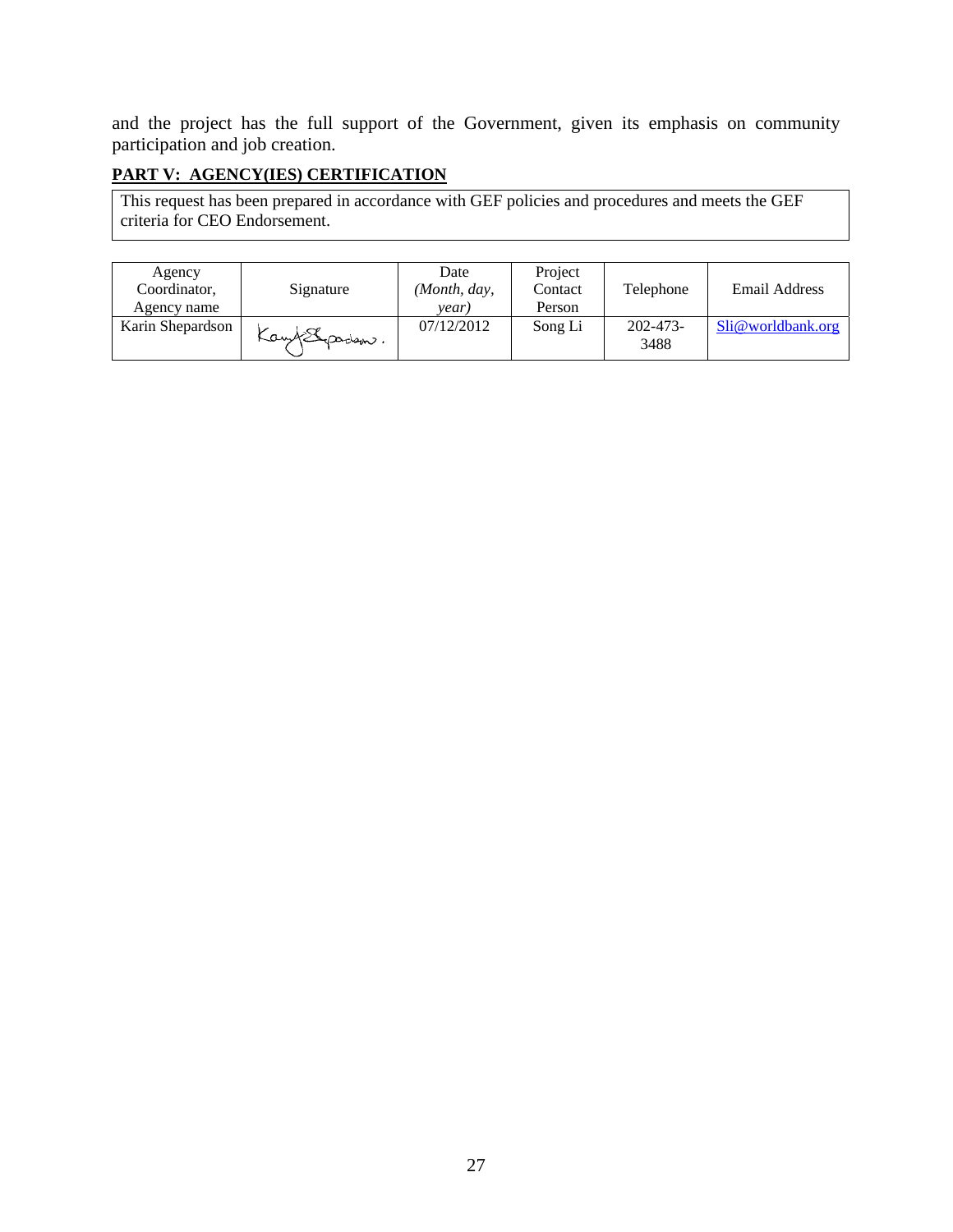and the project has the full support of the Government, given its emphasis on community participation and job creation.

## PART V: AGENCY(IES) CERTIFICATION

This request has been prepared in accordance with GEF policies and procedures and meets the GEF criteria for CEO Endorsement.

| Agency Coordinator, Agency name | Signature | Date *(Month, day, year)* | Project Contact Person | Telephone | Email Address |
|---|---|---|---|---|---|
| Karin Shepardson | Karin Shepardson. | 07/12/2012 | Song Li | 202-473-3488 | Sli@worldbank.org |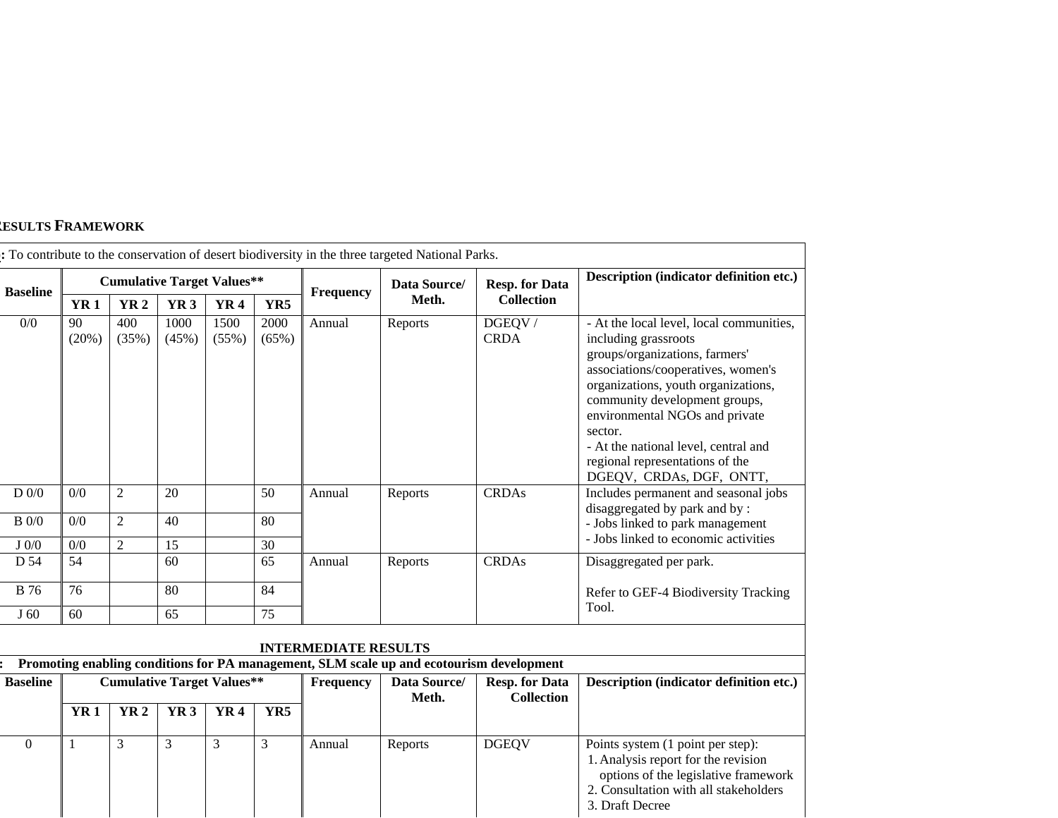RESULTS FRAMEWORK

: To contribute to the conservation of desert biodiversity in the three targeted National Parks.

| Baseline | Cumulative Target Values** | | | | | Frequency | Data Source/ Meth. | Resp. for Data Collection | Description (indicator definition etc.) |
|---|---|---|---|---|---|---|---|---|---|
| | YR 1 | YR 2 | YR 3 | YR 4 | YR5 | | | | |
| 0/0 | 90 (20%) | 400 (35%) | 1000 (45%) | 1500 (55%) | 2000 (65%) | Annual | Reports | DGEQV / CRDA | - At the local level, local communities, including grassroots groups/organizations, farmers' associations/cooperatives, women's organizations, youth organizations, community development groups, environmental NGOs and private sector.<br>- At the national level, central and regional representations of the DGEQV, CRDAs, DGF, ONTT, |
| D 0/0 | 0/0 | 2 | 20 | | 50 | Annual | Reports | CRDAs | Includes permanent and seasonal jobs disaggregated by park and by :<br>- Jobs linked to park management<br>- Jobs linked to economic activities |
| B 0/0 | 0/0 | 2 | 40 | | 80 | | | | |
| J 0/0 | 0/0 | 2 | 15 | | 30 | | | | |
| D 54 | 54 | | 60 | | 65 | Annual | Reports | CRDAs | Disaggregated per park.<br><br>Refer to GEF-4 Biodiversity Tracking Tool. |
| B 76 | 76 | | 80 | | 84 | | | | |
| J 60 | 60 | | 65 | | 75 | | | | |

**INTERMEDIATE RESULTS**

**: Promoting enabling conditions for PA management, SLM scale up and ecotourism development**

| Baseline | Cumulative Target Values** | | | | | Frequency | Data Source/ Meth. | Resp. for Data Collection | Description (indicator definition etc.) |
|---|---|---|---|---|---|---|---|---|---|
| | YR 1 | YR 2 | YR 3 | YR 4 | YR5 | | | | |
| 0 | 1 | 3 | 3 | 3 | 3 | Annual | Reports | DGEQV | Points system (1 point per step):<br>1. Analysis report for the revision options of the legislative framework<br>2. Consultation with all stakeholders<br>3. Draft Decree |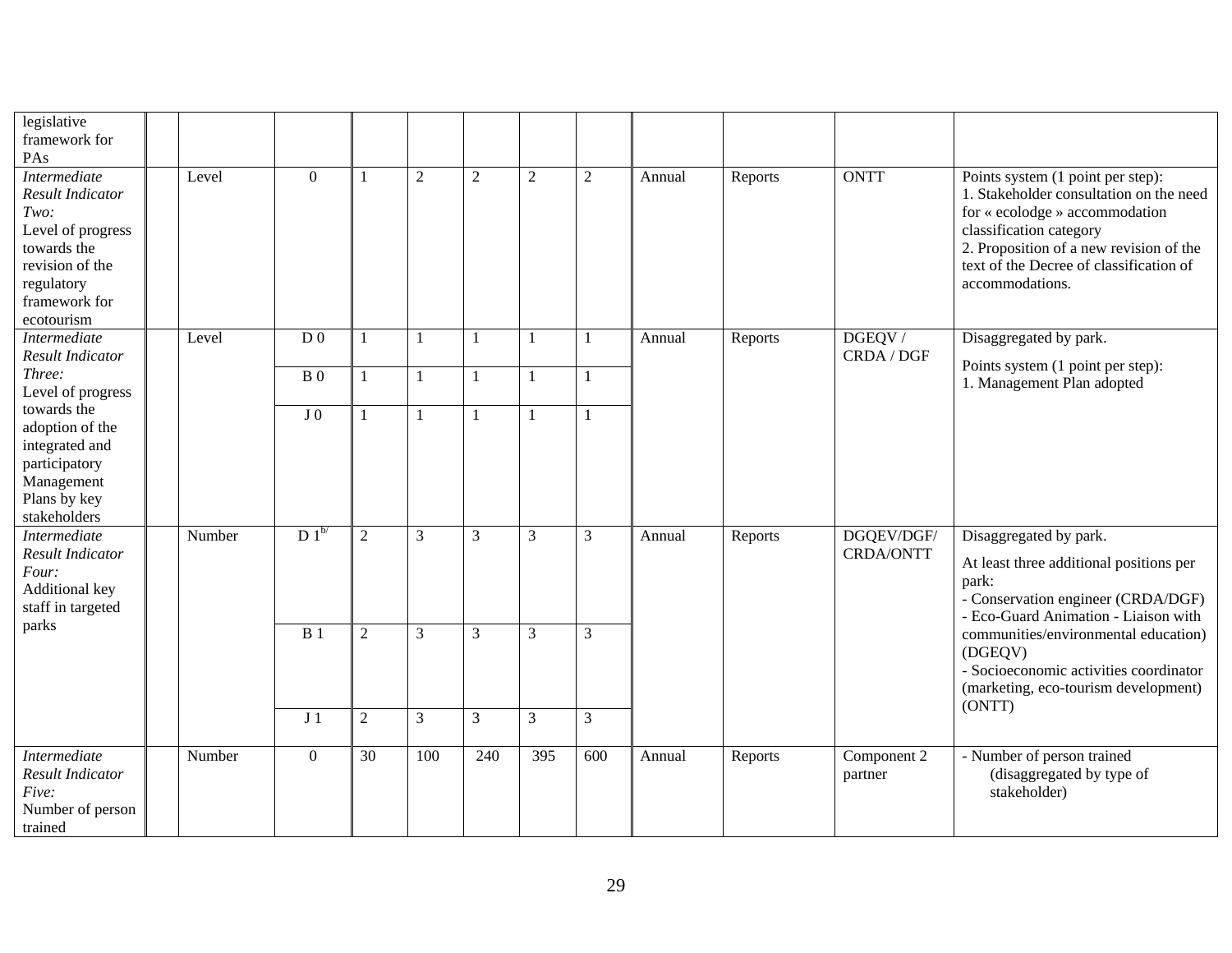| | | | | | | | | | | | | |
|---|---|---|---|---|---|---|---|---|---|---|---|---|
| legislative framework for PAs | | | | | | | | | | | | |
| *Intermediate Result Indicator Two:* Level of progress towards the revision of the regulatory framework for ecotourism | | Level | 0 | 1 | 2 | 2 | 2 | 2 | Annual | Reports | ONTT | Points system (1 point per step): 1. Stakeholder consultation on the need for « ecolodge » accommodation classification category 2. Proposition of a new revision of the text of the Decree of classification of accommodations. |
| *Intermediate Result Indicator Three:* Level of progress towards the adoption of the integrated and participatory Management Plans by key stakeholders | | Level | D 0 | 1 | 1 | 1 | 1 | 1 | Annual | Reports | DGEQV / CRDA / DGF | Disaggregated by park. Points system (1 point per step): 1. Management Plan adopted |
| | | | B 0 | 1 | 1 | 1 | 1 | 1 | | | | |
| | | | J 0 | 1 | 1 | 1 | 1 | 1 | | | | |
| *Intermediate Result Indicator Four:* Additional key staff in targeted parks | | Number | D 1[b/] | 2 | 3 | 3 | 3 | 3 | Annual | Reports | DGQEV/DGF/ CRDA/ONTT | Disaggregated by park. At least three additional positions per park: - Conservation engineer (CRDA/DGF) - Eco-Guard Animation - Liaison with communities/environmental education) (DGEQV) - Socioeconomic activities coordinator (marketing, eco-tourism development) (ONTT) |
| | | | B 1 | 2 | 3 | 3 | 3 | 3 | | | | |
| | | | J 1 | 2 | 3 | 3 | 3 | 3 | | | | |
| *Intermediate Result Indicator Five:* Number of person trained | | Number | 0 | 30 | 100 | 240 | 395 | 600 | Annual | Reports | Component 2 partner | - Number of person trained (disaggregated by type of stakeholder) |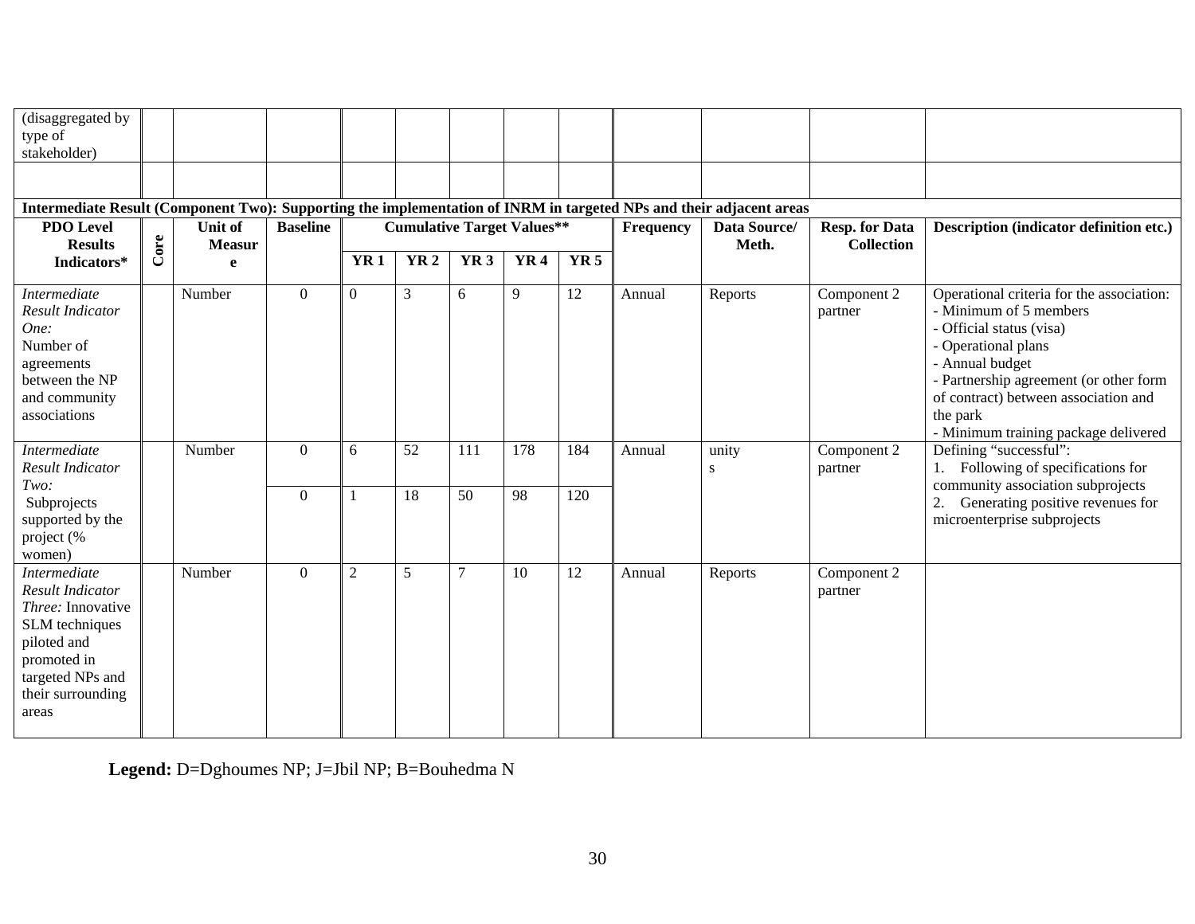| (disaggregated by type of stakeholder) | | | | | | | | | | | | |
|---|---|---|---|---|---|---|---|---|---|---|---|---|
| | | | | | | | | | | | | |
| **Intermediate Result (Component Two): Supporting the implementation of INRM in targeted NPs and their adjacent areas** | | | | | | | | | | | | |
| **PDO Level Results Indicators*** | **Core** | **Unit of Measure** | **Baseline** | **Cumulative Target Values**** | | | | | **Frequency** | **Data Source/ Meth.** | **Resp. for Data Collection** | **Description (indicator definition etc.)** |
| | | | | **YR 1** | **YR 2** | **YR 3** | **YR 4** | **YR 5** | | | | |
| *Intermediate Result Indicator One:* Number of agreements between the NP and community associations | | Number | 0 | 0 | 3 | 6 | 9 | 12 | Annual | Reports | Component 2 partner | Operational criteria for the association:<br>- Minimum of 5 members<br>- Official status (visa)<br>- Operational plans<br>- Annual budget<br>- Partnership agreement (or other form of contract) between association and the park<br>- Minimum training package delivered |
| *Intermediate Result Indicator Two:* Subprojects supported by the project (% women) | | Number | 0 | 6 | 52 | 111 | 178 | 184 | Annual | unity s | Component 2 partner | Defining "successful":<br>1. Following of specifications for community association subprojects<br>2. Generating positive revenues for microenterprise subprojects |
| | | | 0 | 1 | 18 | 50 | 98 | 120 | | | | |
| *Intermediate Result Indicator Three:* Innovative SLM techniques piloted and promoted in targeted NPs and their surrounding areas | | Number | 0 | 2 | 5 | 7 | 10 | 12 | Annual | Reports | Component 2 partner | |

**Legend:** D=Dghoumes NP; J=Jbil NP; B=Bouhedma N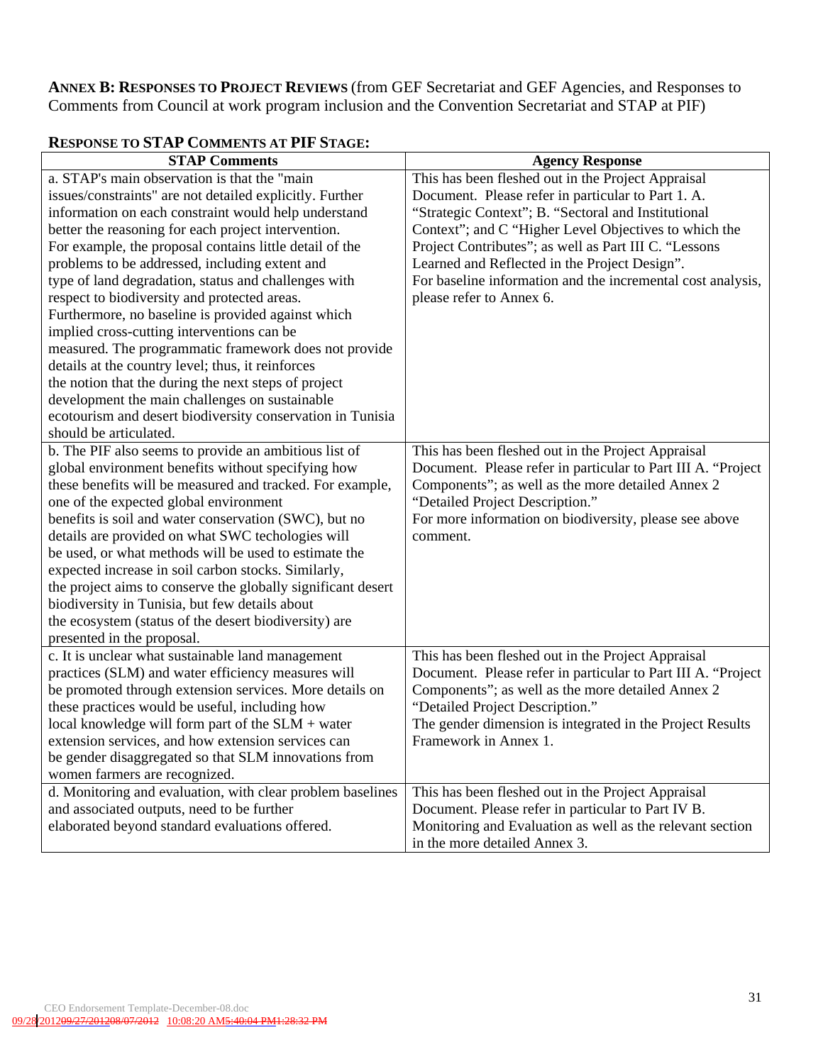**ANNEX B: RESPONSES TO PROJECT REVIEWS** (from GEF Secretariat and GEF Agencies, and Responses to Comments from Council at work program inclusion and the Convention Secretariat and STAP at PIF)

**RESPONSE TO STAP COMMENTS AT PIF STAGE:**

| STAP Comments | Agency Response |
|---|---|
| a. STAP's main observation is that the "main issues/constraints" are not detailed explicitly. Further information on each constraint would help understand better the reasoning for each project intervention. For example, the proposal contains little detail of the problems to be addressed, including extent and type of land degradation, status and challenges with respect to biodiversity and protected areas. Furthermore, no baseline is provided against which implied cross-cutting interventions can be measured. The programmatic framework does not provide details at the country level; thus, it reinforces the notion that the during the next steps of project development the main challenges on sustainable ecotourism and desert biodiversity conservation in Tunisia should be articulated. | This has been fleshed out in the Project Appraisal Document. Please refer in particular to Part 1. A. "Strategic Context"; B. "Sectoral and Institutional Context"; and C "Higher Level Objectives to which the Project Contributes"; as well as Part III C. "Lessons Learned and Reflected in the Project Design".<br>For baseline information and the incremental cost analysis, please refer to Annex 6. |
| b. The PIF also seems to provide an ambitious list of global environment benefits without specifying how these benefits will be measured and tracked. For example, one of the expected global environment benefits is soil and water conservation (SWC), but no details are provided on what SWC techologies will be used, or what methods will be used to estimate the expected increase in soil carbon stocks. Similarly, the project aims to conserve the globally significant desert biodiversity in Tunisia, but few details about the ecosystem (status of the desert biodiversity) are presented in the proposal. | This has been fleshed out in the Project Appraisal Document. Please refer in particular to Part III A. "Project Components"; as well as the more detailed Annex 2 "Detailed Project Description."<br>For more information on biodiversity, please see above comment. |
| c. It is unclear what sustainable land management practices (SLM) and water efficiency measures will be promoted through extension services. More details on these practices would be useful, including how local knowledge will form part of the SLM + water extension services, and how extension services can be gender disaggregated so that SLM innovations from women farmers are recognized. | This has been fleshed out in the Project Appraisal Document. Please refer in particular to Part III A. "Project Components"; as well as the more detailed Annex 2 "Detailed Project Description."<br>The gender dimension is integrated in the Project Results Framework in Annex 1. |
| d. Monitoring and evaluation, with clear problem baselines and associated outputs, need to be further elaborated beyond standard evaluations offered. | This has been fleshed out in the Project Appraisal Document. Please refer in particular to Part IV B. Monitoring and Evaluation as well as the relevant section in the more detailed Annex 3. |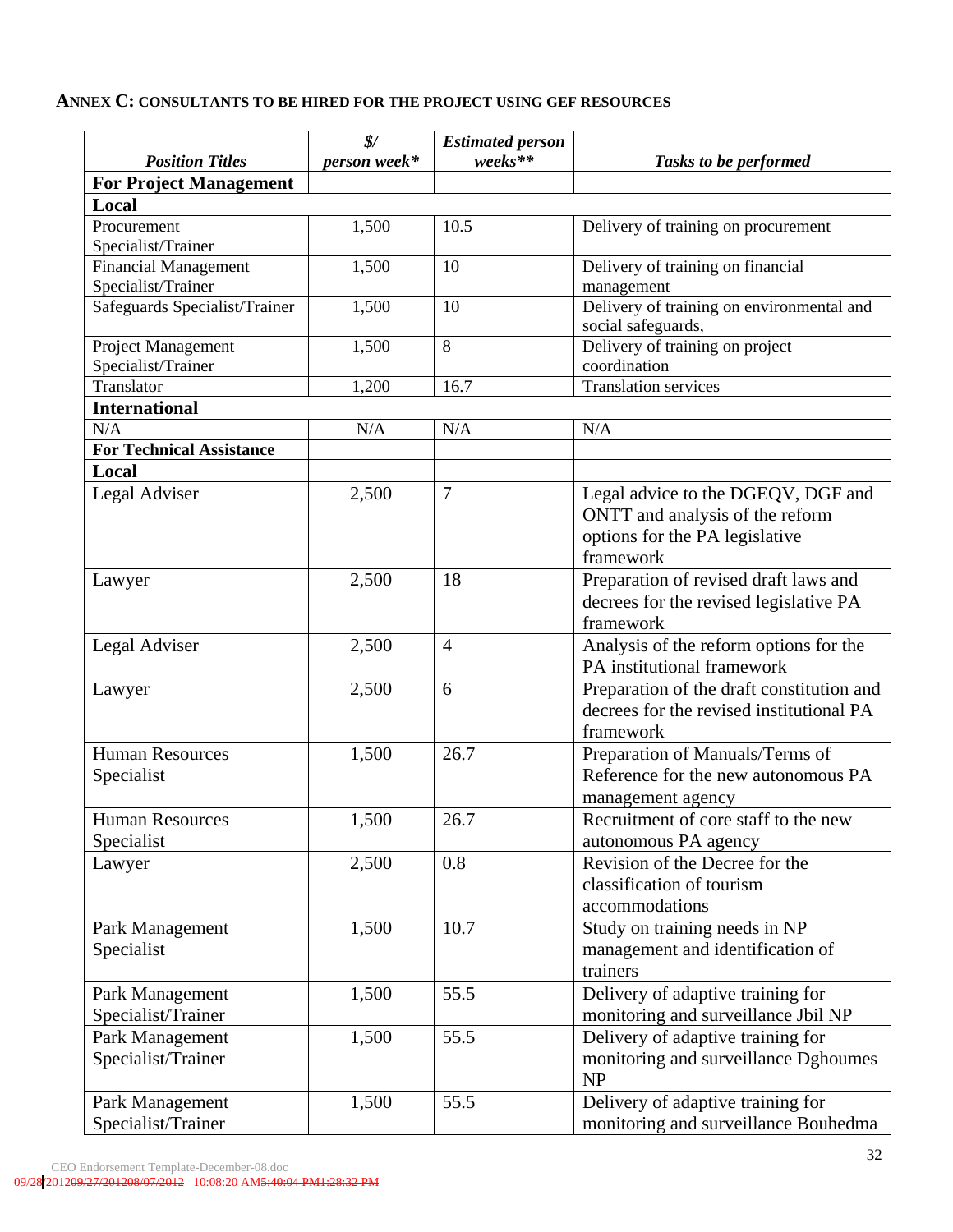**Annex C: Consultants to be Hired for the Project using GEF Resources**

| *Position Titles* | *$/ person week** | *Estimated person weeks*** | *Tasks to be performed* |
|---|---|---|---|
| **For Project Management** | | | |
| **Local** | | | |
| Procurement Specialist/Trainer | 1,500 | 10.5 | Delivery of training on procurement |
| Financial Management Specialist/Trainer | 1,500 | 10 | Delivery of training on financial management |
| Safeguards Specialist/Trainer | 1,500 | 10 | Delivery of training on environmental and social safeguards, |
| Project Management Specialist/Trainer | 1,500 | 8 | Delivery of training on project coordination |
| Translator | 1,200 | 16.7 | Translation services |
| **International** | | | |
| N/A | N/A | N/A | N/A |
| **For Technical Assistance** | | | |
| **Local** | | | |
| Legal Adviser | 2,500 | 7 | Legal advice to the DGEQV, DGF and ONTT and analysis of the reform options for the PA legislative framework |
| Lawyer | 2,500 | 18 | Preparation of revised draft laws and decrees for the revised legislative PA framework |
| Legal Adviser | 2,500 | 4 | Analysis of the reform options for the PA institutional framework |
| Lawyer | 2,500 | 6 | Preparation of the draft constitution and decrees for the revised institutional PA framework |
| Human Resources Specialist | 1,500 | 26.7 | Preparation of Manuals/Terms of Reference for the new autonomous PA management agency |
| Human Resources Specialist | 1,500 | 26.7 | Recruitment of core staff to the new autonomous PA agency |
| Lawyer | 2,500 | 0.8 | Revision of the Decree for the classification of tourism accommodations |
| Park Management Specialist | 1,500 | 10.7 | Study on training needs in NP management and identification of trainers |
| Park Management Specialist/Trainer | 1,500 | 55.5 | Delivery of adaptive training for monitoring and surveillance Jbil NP |
| Park Management Specialist/Trainer | 1,500 | 55.5 | Delivery of adaptive training for monitoring and surveillance Dghoumes NP |
| Park Management Specialist/Trainer | 1,500 | 55.5 | Delivery of adaptive training for monitoring and surveillance Bouhedma |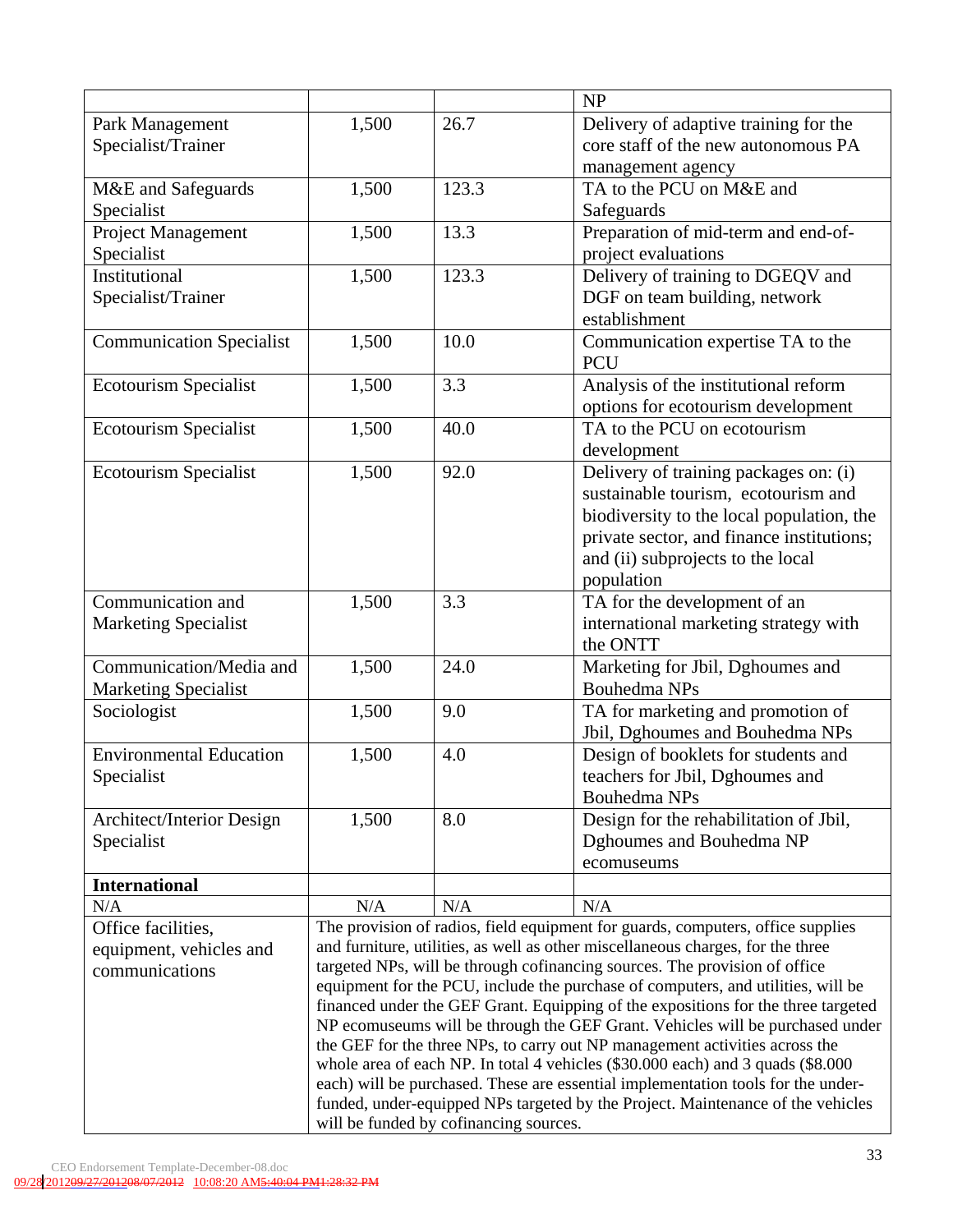| | | | NP |
|---|---|---|---|
| Park Management Specialist/Trainer | 1,500 | 26.7 | Delivery of adaptive training for the core staff of the new autonomous PA management agency |
| M&E and Safeguards Specialist | 1,500 | 123.3 | TA to the PCU on M&E and Safeguards |
| Project Management Specialist | 1,500 | 13.3 | Preparation of mid-term and end-of-project evaluations |
| Institutional Specialist/Trainer | 1,500 | 123.3 | Delivery of training to DGEQV and DGF on team building, network establishment |
| Communication Specialist | 1,500 | 10.0 | Communication expertise TA to the PCU |
| Ecotourism Specialist | 1,500 | 3.3 | Analysis of the institutional reform options for ecotourism development |
| Ecotourism Specialist | 1,500 | 40.0 | TA to the PCU on ecotourism development |
| Ecotourism Specialist | 1,500 | 92.0 | Delivery of training packages on: (i) sustainable tourism, ecotourism and biodiversity to the local population, the private sector, and finance institutions; and (ii) subprojects to the local population |
| Communication and Marketing Specialist | 1,500 | 3.3 | TA for the development of an international marketing strategy with the ONTT |
| Communication/Media and Marketing Specialist | 1,500 | 24.0 | Marketing for Jbil, Dghoumes and Bouhedma NPs |
| Sociologist | 1,500 | 9.0 | TA for marketing and promotion of Jbil, Dghoumes and Bouhedma NPs |
| Environmental Education Specialist | 1,500 | 4.0 | Design of booklets for students and teachers for Jbil, Dghoumes and Bouhedma NPs |
| Architect/Interior Design Specialist | 1,500 | 8.0 | Design for the rehabilitation of Jbil, Dghoumes and Bouhedma NP ecomuseums |
| **International** | | | |
| N/A | N/A | N/A | N/A |
| Office facilities, equipment, vehicles and communications | The provision of radios, field equipment for guards, computers, office supplies and furniture, utilities, as well as other miscellaneous charges, for the three targeted NPs, will be through cofinancing sources. The provision of office equipment for the PCU, include the purchase of computers, and utilities, will be financed under the GEF Grant. Equipping of the expositions for the three targeted NP ecomuseums will be through the GEF Grant. Vehicles will be purchased under the GEF for the three NPs, to carry out NP management activities across the whole area of each NP. In total 4 vehicles ($30.000 each) and 3 quads ($8.000 each) will be purchased. These are essential implementation tools for the under-funded, under-equipped NPs targeted by the Project. Maintenance of the vehicles will be funded by cofinancing sources. | | |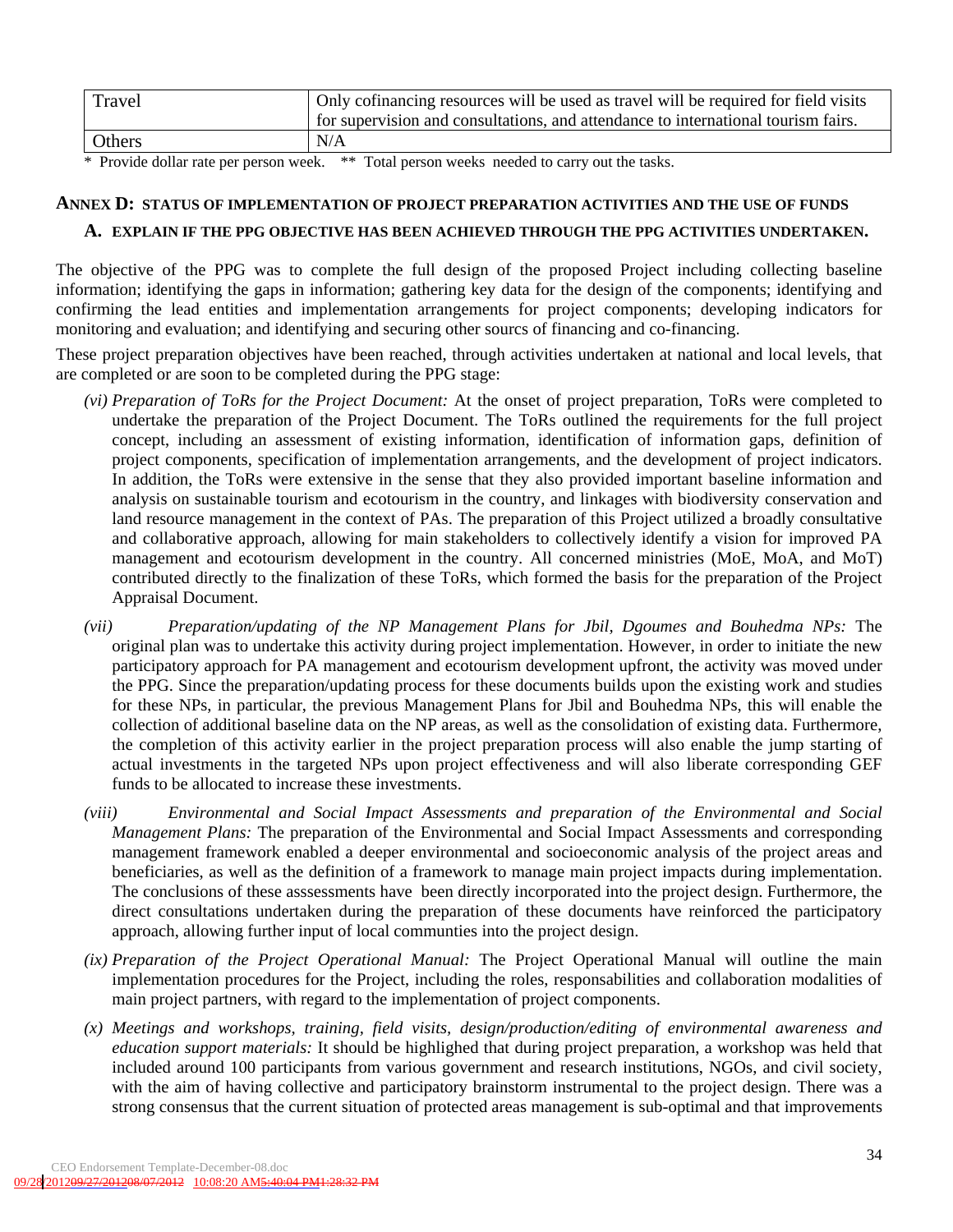| Travel | Only cofinancing resources will be used as travel will be required for field visits for supervision and consultations, and attendance to international tourism fairs. |
|---|---|
| Others | N/A |

\* Provide dollar rate per person week. \*\* Total person weeks needed to carry out the tasks.

## ANNEX D: STATUS OF IMPLEMENTATION OF PROJECT PREPARATION ACTIVITIES AND THE USE OF FUNDS

### A. EXPLAIN IF THE PPG OBJECTIVE HAS BEEN ACHIEVED THROUGH THE PPG ACTIVITIES UNDERTAKEN.

The objective of the PPG was to complete the full design of the proposed Project including collecting baseline information; identifying the gaps in information; gathering key data for the design of the components; identifying and confirming the lead entities and implementation arrangements for project components; developing indicators for monitoring and evaluation; and identifying and securing other sourcs of financing and co-financing.

These project preparation objectives have been reached, through activities undertaken at national and local levels, that are completed or are soon to be completed during the PPG stage:

*(vi) Preparation of ToRs for the Project Document:* At the onset of project preparation, ToRs were completed to undertake the preparation of the Project Document. The ToRs outlined the requirements for the full project concept, including an assessment of existing information, identification of information gaps, definition of project components, specification of implementation arrangements, and the development of project indicators. In addition, the ToRs were extensive in the sense that they also provided important baseline information and analysis on sustainable tourism and ecotourism in the country, and linkages with biodiversity conservation and land resource management in the context of PAs. The preparation of this Project utilized a broadly consultative and collaborative approach, allowing for main stakeholders to collectively identify a vision for improved PA management and ecotourism development in the country. All concerned ministries (MoE, MoA, and MoT) contributed directly to the finalization of these ToRs, which formed the basis for the preparation of the Project Appraisal Document.

*(vii) Preparation/updating of the NP Management Plans for Jbil, Dgoumes and Bouhedma NPs:* The original plan was to undertake this activity during project implementation. However, in order to initiate the new participatory approach for PA management and ecotourism development upfront, the activity was moved under the PPG. Since the preparation/updating process for these documents builds upon the existing work and studies for these NPs, in particular, the previous Management Plans for Jbil and Bouhedma NPs, this will enable the collection of additional baseline data on the NP areas, as well as the consolidation of existing data. Furthermore, the completion of this activity earlier in the project preparation process will also enable the jump starting of actual investments in the targeted NPs upon project effectiveness and will also liberate corresponding GEF funds to be allocated to increase these investments.

*(viii) Environmental and Social Impact Assessments and preparation of the Environmental and Social Management Plans:* The preparation of the Environmental and Social Impact Assessments and corresponding management framework enabled a deeper environmental and socioeconomic analysis of the project areas and beneficiaries, as well as the definition of a framework to manage main project impacts during implementation. The conclusions of these asssessments have been directly incorporated into the project design. Furthermore, the direct consultations undertaken during the preparation of these documents have reinforced the participatory approach, allowing further input of local communties into the project design.

*(ix) Preparation of the Project Operational Manual:* The Project Operational Manual will outline the main implementation procedures for the Project, including the roles, responsabilities and collaboration modalities of main project partners, with regard to the implementation of project components.

*(x) Meetings and workshops, training, field visits, design/production/editing of environmental awareness and education support materials:* It should be highlighted that during project preparation, a workshop was held that included around 100 participants from various government and research institutions, NGOs, and civil society, with the aim of having collective and participatory brainstorm instrumental to the project design. There was a strong consensus that the current situation of protected areas management is sub-optimal and that improvements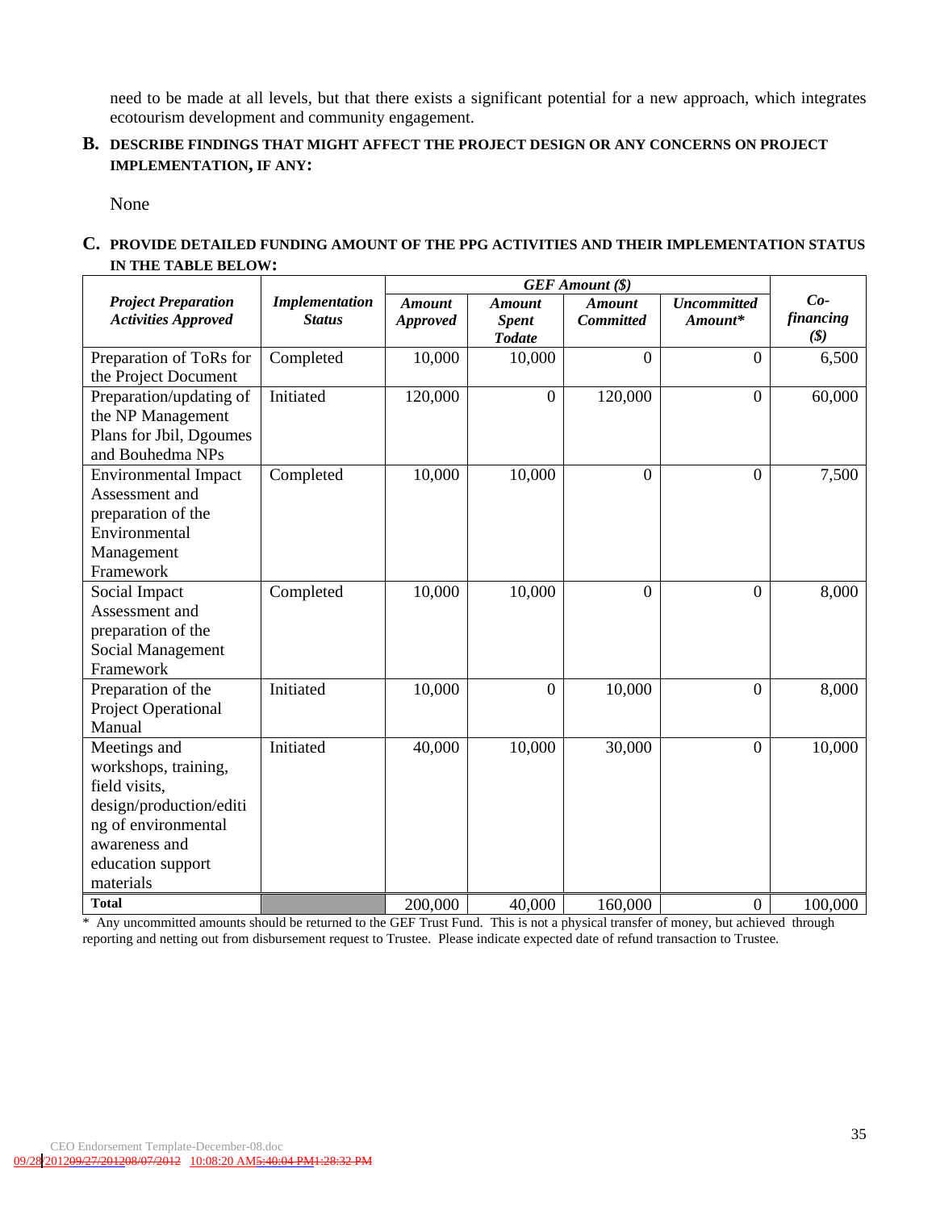need to be made at all levels, but that there exists a significant potential for a new approach, which integrates ecotourism development and community engagement.

## B. DESCRIBE FINDINGS THAT MIGHT AFFECT THE PROJECT DESIGN OR ANY CONCERNS ON PROJECT IMPLEMENTATION, IF ANY:

None

## C. PROVIDE DETAILED FUNDING AMOUNT OF THE PPG ACTIVITIES AND THEIR IMPLEMENTATION STATUS IN THE TABLE BELOW:

| *Project Preparation Activities Approved* | *Implementation Status* | *GEF Amount ($)* | | | | *Co-financing ($)* |
|---|---|---|---|---|---|---|
| | | *Amount Approved* | *Amount Spent Todate* | *Amount Committed* | *Uncommitted Amount** | |
| Preparation of ToRs for the Project Document | Completed | 10,000 | 10,000 | 0 | 0 | 6,500 |
| Preparation/updating of the NP Management Plans for Jbil, Dgoumes and Bouhedma NPs | Initiated | 120,000 | 0 | 120,000 | 0 | 60,000 |
| Environmental Impact Assessment and preparation of the Environmental Management Framework | Completed | 10,000 | 10,000 | 0 | 0 | 7,500 |
| Social Impact Assessment and preparation of the Social Management Framework | Completed | 10,000 | 10,000 | 0 | 0 | 8,000 |
| Preparation of the Project Operational Manual | Initiated | 10,000 | 0 | 10,000 | 0 | 8,000 |
| Meetings and workshops, training, field visits, design/production/editing of environmental awareness and education support materials | Initiated | 40,000 | 10,000 | 30,000 | 0 | 10,000 |
| **Total** | | 200,000 | 40,000 | 160,000 | 0 | 100,000 |

\* Any uncommitted amounts should be returned to the GEF Trust Fund. This is not a physical transfer of money, but achieved through reporting and netting out from disbursement request to Trustee. Please indicate expected date of refund transaction to Trustee.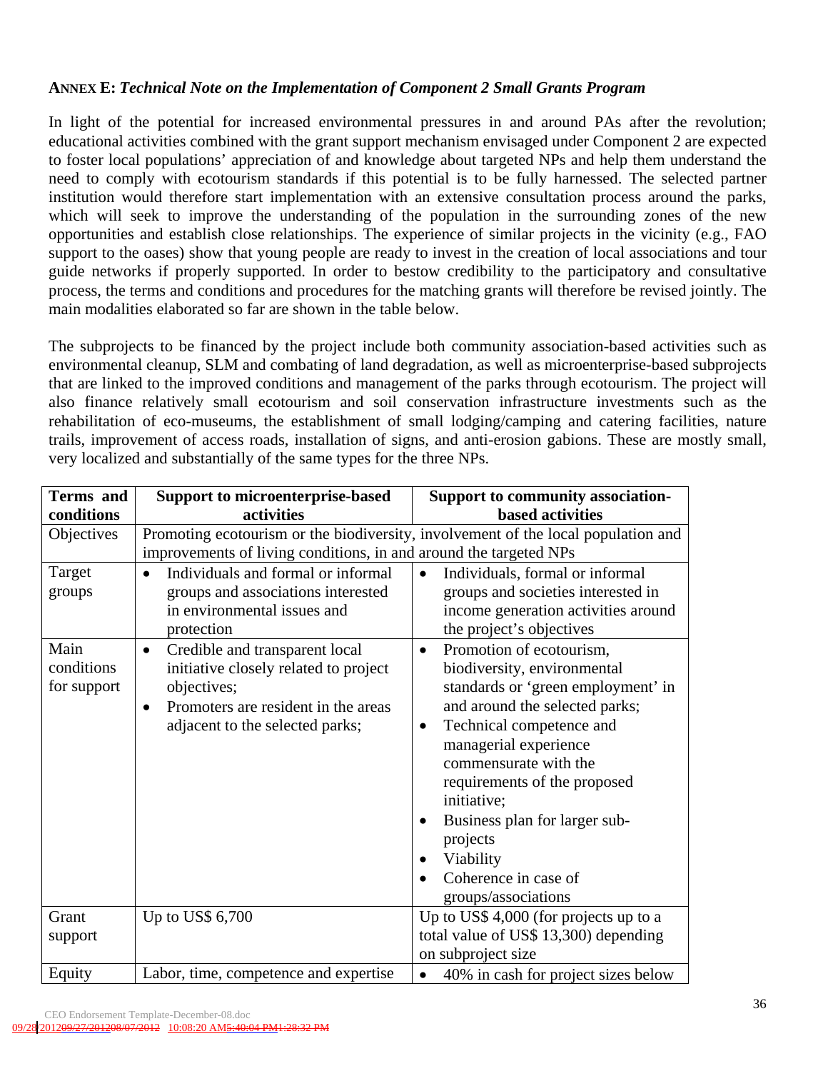**ANNEX E:** ***Technical Note on the Implementation of Component 2 Small Grants Program***

In light of the potential for increased environmental pressures in and around PAs after the revolution; educational activities combined with the grant support mechanism envisaged under Component 2 are expected to foster local populations' appreciation of and knowledge about targeted NPs and help them understand the need to comply with ecotourism standards if this potential is to be fully harnessed. The selected partner institution would therefore start implementation with an extensive consultation process around the parks, which will seek to improve the understanding of the population in the surrounding zones of the new opportunities and establish close relationships. The experience of similar projects in the vicinity (e.g., FAO support to the oases) show that young people are ready to invest in the creation of local associations and tour guide networks if properly supported. In order to bestow credibility to the participatory and consultative process, the terms and conditions and procedures for the matching grants will therefore be revised jointly. The main modalities elaborated so far are shown in the table below.

The subprojects to be financed by the project include both community association-based activities such as environmental cleanup, SLM and combating of land degradation, as well as microenterprise-based subprojects that are linked to the improved conditions and management of the parks through ecotourism. The project will also finance relatively small ecotourism and soil conservation infrastructure investments such as the rehabilitation of eco-museums, the establishment of small lodging/camping and catering facilities, nature trails, improvement of access roads, installation of signs, and anti-erosion gabions. These are mostly small, very localized and substantially of the same types for the three NPs.

| Terms and conditions | Support to microenterprise-based activities | Support to community association-based activities |
| --- | --- | --- |
| Objectives | Promoting ecotourism or the biodiversity, involvement of the local population and improvements of living conditions, in and around the targeted NPs | |
| Target groups | • Individuals and formal or informal groups and associations interested in environmental issues and protection | • Individuals, formal or informal groups and societies interested in income generation activities around the project's objectives |
| Main conditions for support | • Credible and transparent local initiative closely related to project objectives;<br>• Promoters are resident in the areas adjacent to the selected parks; | • Promotion of ecotourism, biodiversity, environmental standards or 'green employment' in and around the selected parks;<br>• Technical competence and managerial experience commensurate with the requirements of the proposed initiative;<br>• Business plan for larger sub-projects<br>• Viability<br>• Coherence in case of groups/associations |
| Grant support | Up to US$ 6,700 | Up to US$ 4,000 (for projects up to a total value of US$ 13,300) depending on subproject size |
| Equity | Labor, time, competence and expertise | • 40% in cash for project sizes below |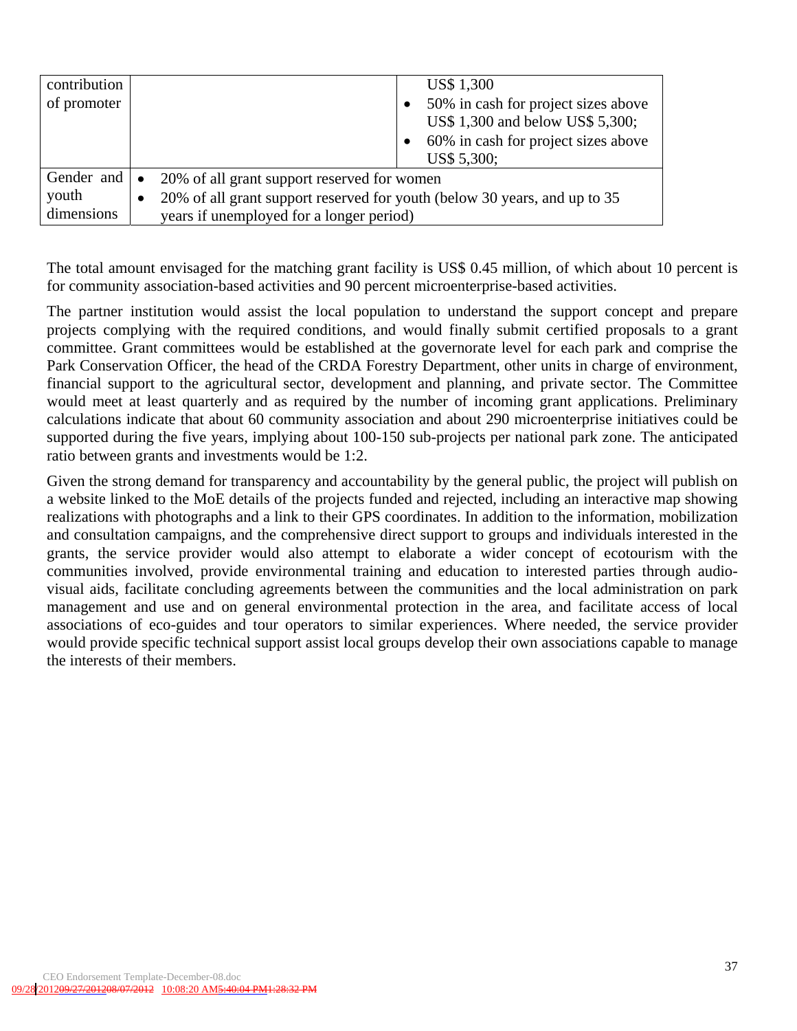| | | |
|---|---|---|
| contribution of promoter | | US$ 1,300<br>• 50% in cash for project sizes above US$ 1,300 and below US$ 5,300;<br>• 60% in cash for project sizes above US$ 5,300; |
| Gender and youth dimensions | • 20% of all grant support reserved for women<br>• 20% of all grant support reserved for youth (below 30 years, and up to 35 years if unemployed for a longer period) | |

The total amount envisaged for the matching grant facility is US$ 0.45 million, of which about 10 percent is for community association-based activities and 90 percent microenterprise-based activities.

The partner institution would assist the local population to understand the support concept and prepare projects complying with the required conditions, and would finally submit certified proposals to a grant committee. Grant committees would be established at the governorate level for each park and comprise the Park Conservation Officer, the head of the CRDA Forestry Department, other units in charge of environment, financial support to the agricultural sector, development and planning, and private sector. The Committee would meet at least quarterly and as required by the number of incoming grant applications. Preliminary calculations indicate that about 60 community association and about 290 microenterprise initiatives could be supported during the five years, implying about 100-150 sub-projects per national park zone. The anticipated ratio between grants and investments would be 1:2.

Given the strong demand for transparency and accountability by the general public, the project will publish on a website linked to the MoE details of the projects funded and rejected, including an interactive map showing realizations with photographs and a link to their GPS coordinates. In addition to the information, mobilization and consultation campaigns, and the comprehensive direct support to groups and individuals interested in the grants, the service provider would also attempt to elaborate a wider concept of ecotourism with the communities involved, provide environmental training and education to interested parties through audio-visual aids, facilitate concluding agreements between the communities and the local administration on park management and use and on general environmental protection in the area, and facilitate access of local associations of eco-guides and tour operators to similar experiences. Where needed, the service provider would provide specific technical support assist local groups develop their own associations capable to manage the interests of their members.